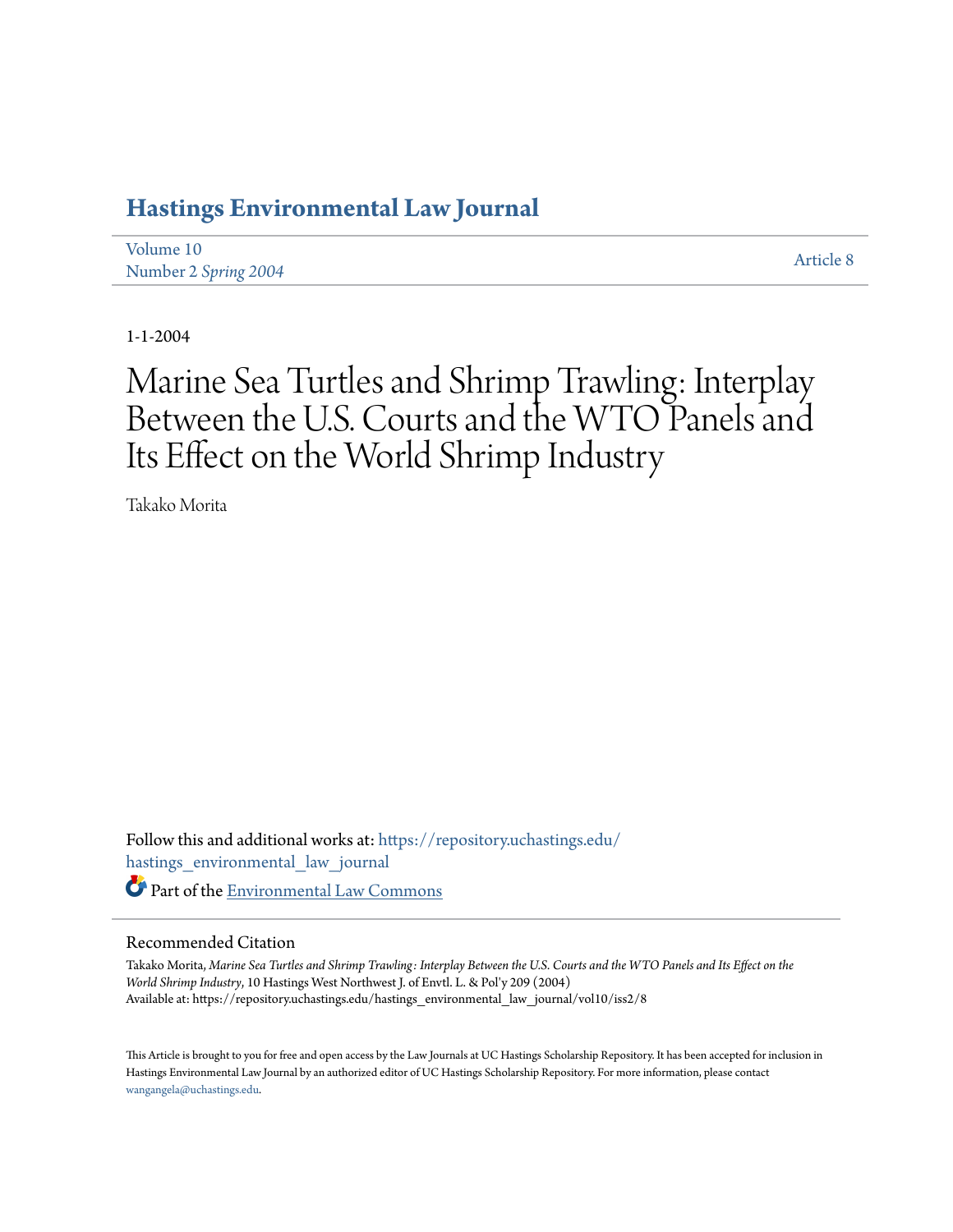# Hastings Environmental Law Journal

Volume 10
Number 2 *Spring 2004*

Article 8

1-1-2004

# Marine Sea Turtles and Shrimp Trawling: Interplay Between the U.S. Courts and the WTO Panels and Its Effect on the World Shrimp Industry

Takako Morita

Follow this and additional works at: https://repository.uchastings.edu/hastings_environmental_law_journal

Part of the Environmental Law Commons

## Recommended Citation

Takako Morita, *Marine Sea Turtles and Shrimp Trawling: Interplay Between the U.S. Courts and the WTO Panels and Its Effect on the World Shrimp Industry*, 10 Hastings West Northwest J. of Envtl. L. & Pol'y 209 (2004)
Available at: https://repository.uchastings.edu/hastings_environmental_law_journal/vol10/iss2/8

This Article is brought to you for free and open access by the Law Journals at UC Hastings Scholarship Repository. It has been accepted for inclusion in Hastings Environmental Law Journal by an authorized editor of UC Hastings Scholarship Repository. For more information, please contact wangangela@uchastings.edu.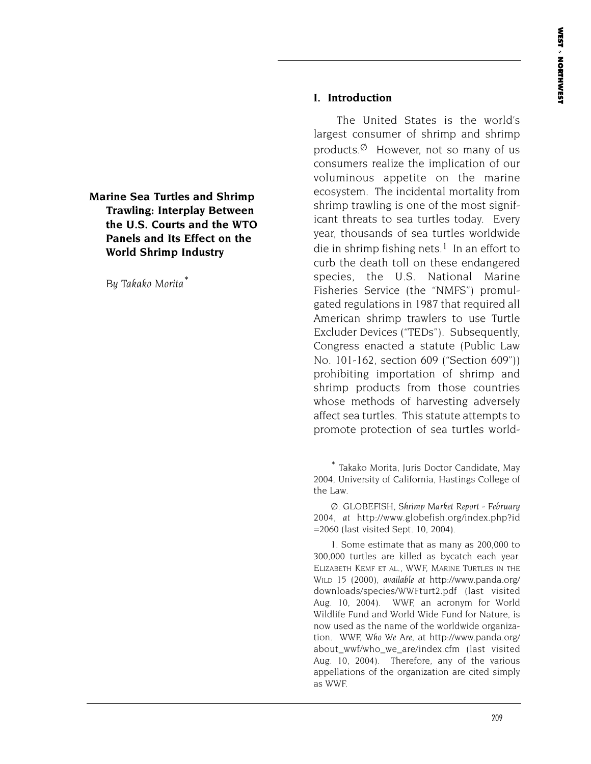# Marine Sea Turtles and Shrimp Trawling: Interplay Between the U.S. Courts and the WTO Panels and Its Effect on the World Shrimp Industry

*By Takako Morita**

## I. Introduction

The United States is the world's largest consumer of shrimp and shrimp products.[Ø] However, not so many of us consumers realize the implication of our voluminous appetite on the marine ecosystem. The incidental mortality from shrimp trawling is one of the most significant threats to sea turtles today. Every year, thousands of sea turtles worldwide die in shrimp fishing nets.[1] In an effort to curb the death toll on these endangered species, the U.S. National Marine Fisheries Service (the "NMFS") promulgated regulations in 1987 that required all American shrimp trawlers to use Turtle Excluder Devices ("TEDs"). Subsequently, Congress enacted a statute (Public Law No. 101-162, section 609 ("Section 609")) prohibiting importation of shrimp and shrimp products from those countries whose methods of harvesting adversely affect sea turtles. This statute attempts to promote protection of sea turtles world-

---

\* Takako Morita, Juris Doctor Candidate, May 2004, University of California, Hastings College of the Law.

Ø. GLOBEFISH, *Shrimp Market Report - February 2004*, *at* http://www.globefish.org/index.php?id=2060 (last visited Sept. 10, 2004).

1. Some estimate that as many as 200,000 to 300,000 turtles are killed as bycatch each year. ELIZABETH KEMF ET AL., WWF, MARINE TURTLES IN THE WILD 15 (2000), *available at* http://www.panda.org/downloads/species/WWFturt2.pdf (last visited Aug. 10, 2004). WWF, an acronym for World Wildlife Fund and World Wide Fund for Nature, is now used as the name of the worldwide organization. WWF, *Who We Are*, at http://www.panda.org/about_wwf/who_we_are/index.cfm (last visited Aug. 10, 2004). Therefore, any of the various appellations of the organization are cited simply as WWF.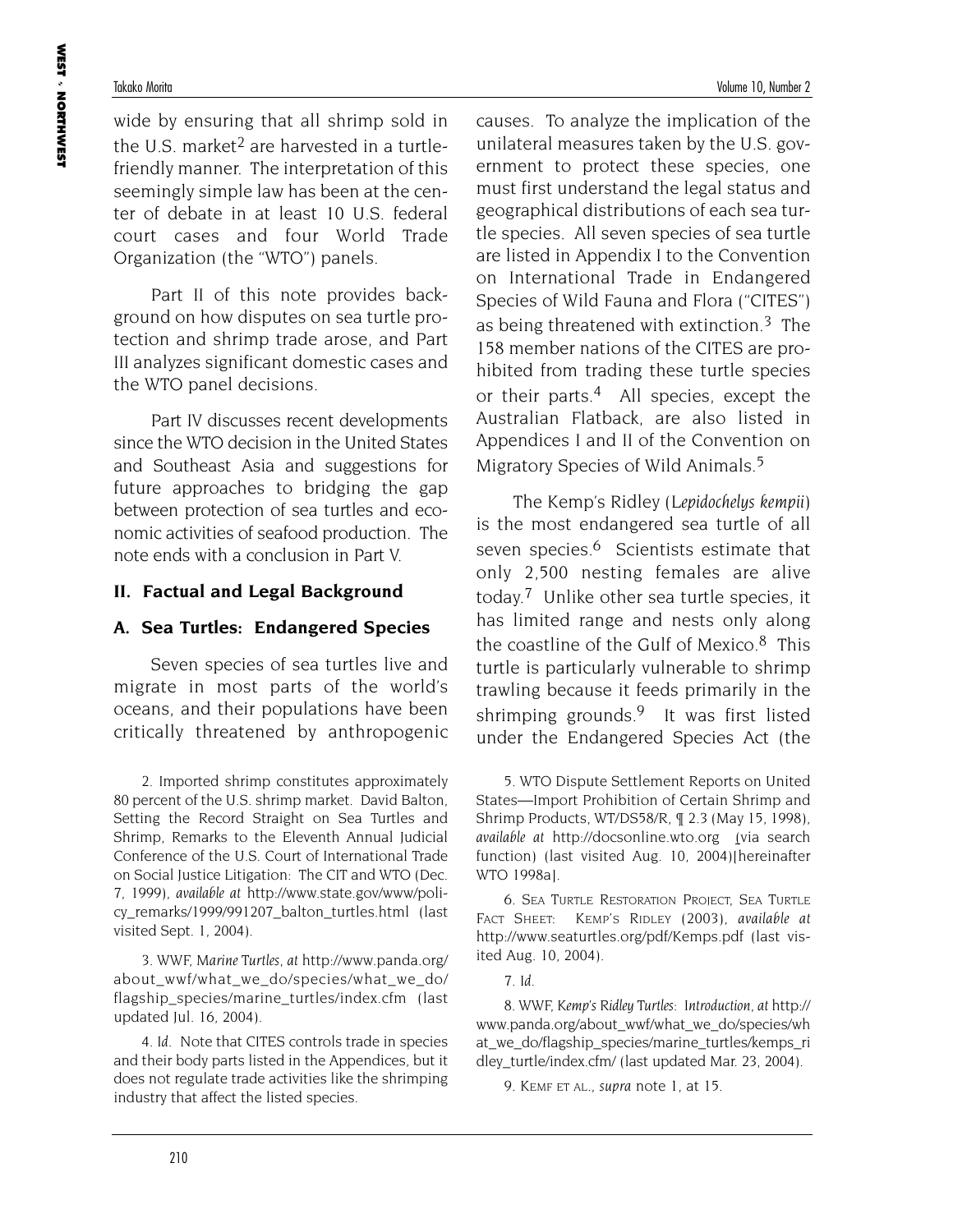wide by ensuring that all shrimp sold in the U.S. market[2] are harvested in a turtle-friendly manner. The interpretation of this seemingly simple law has been at the center of debate in at least 10 U.S. federal court cases and four World Trade Organization (the "WTO") panels.

Part II of this note provides background on how disputes on sea turtle protection and shrimp trade arose, and Part III analyzes significant domestic cases and the WTO panel decisions.

Part IV discusses recent developments since the WTO decision in the United States and Southeast Asia and suggestions for future approaches to bridging the gap between protection of sea turtles and economic activities of seafood production. The note ends with a conclusion in Part V.

## II. Factual and Legal Background

### A. Sea Turtles: Endangered Species

Seven species of sea turtles live and migrate in most parts of the world's oceans, and their populations have been critically threatened by anthropogenic causes. To analyze the implication of the unilateral measures taken by the U.S. government to protect these species, one must first understand the legal status and geographical distributions of each sea turtle species. All seven species of sea turtle are listed in Appendix I to the Convention on International Trade in Endangered Species of Wild Fauna and Flora ("CITES") as being threatened with extinction.[3] The 158 member nations of the CITES are prohibited from trading these turtle species or their parts.[4] All species, except the Australian Flatback, are also listed in Appendices I and II of the Convention on Migratory Species of Wild Animals.[5]

The Kemp's Ridley (*Lepidochelys kempii*) is the most endangered sea turtle of all seven species.[6] Scientists estimate that only 2,500 nesting females are alive today.[7] Unlike other sea turtle species, it has limited range and nests only along the coastline of the Gulf of Mexico.[8] This turtle is particularly vulnerable to shrimp trawling because it feeds primarily in the shrimping grounds.[9] It was first listed under the Endangered Species Act (the

---

2. Imported shrimp constitutes approximately 80 percent of the U.S. shrimp market. David Balton, Setting the Record Straight on Sea Turtles and Shrimp, Remarks to the Eleventh Annual Judicial Conference of the U.S. Court of International Trade on Social Justice Litigation: The CIT and WTO (Dec. 7, 1999), *available at* http://www.state.gov/www/policy_remarks/1999/991207_balton_turtles.html (last visited Sept. 1, 2004).

3. WWF, *Marine Turtles*, *at* http://www.panda.org/about_wwf/what_we_do/species/what_we_do/flagship_species/marine_turtles/index.cfm (last updated Jul. 16, 2004).

4. *Id.* Note that CITES controls trade in species and their body parts listed in the Appendices, but it does not regulate trade activities like the shrimping industry that affect the listed species.

5. WTO Dispute Settlement Reports on United States—Import Prohibition of Certain Shrimp and Shrimp Products, WT/DS58/R, ¶ 2.3 (May 15, 1998), *available at* http://docsonline.wto.org (via search function) (last visited Aug. 10, 2004)[hereinafter WTO 1998a].

6. Sea Turtle Restoration Project, Sea Turtle Fact Sheet: Kemp's Ridley (2003), *available at* http://www.seaturtles.org/pdf/Kemps.pdf (last visited Aug. 10, 2004).

7. *Id.*

8. WWF, *Kemp's Ridley Turtles: Introduction*, *at* http://www.panda.org/about_wwf/what_we_do/species/what_we_do/flagship_species/marine_turtles/kemps_ridley_turtle/index.cfm/ (last updated Mar. 23, 2004).

9. Kemf et al., *supra* note 1, at 15.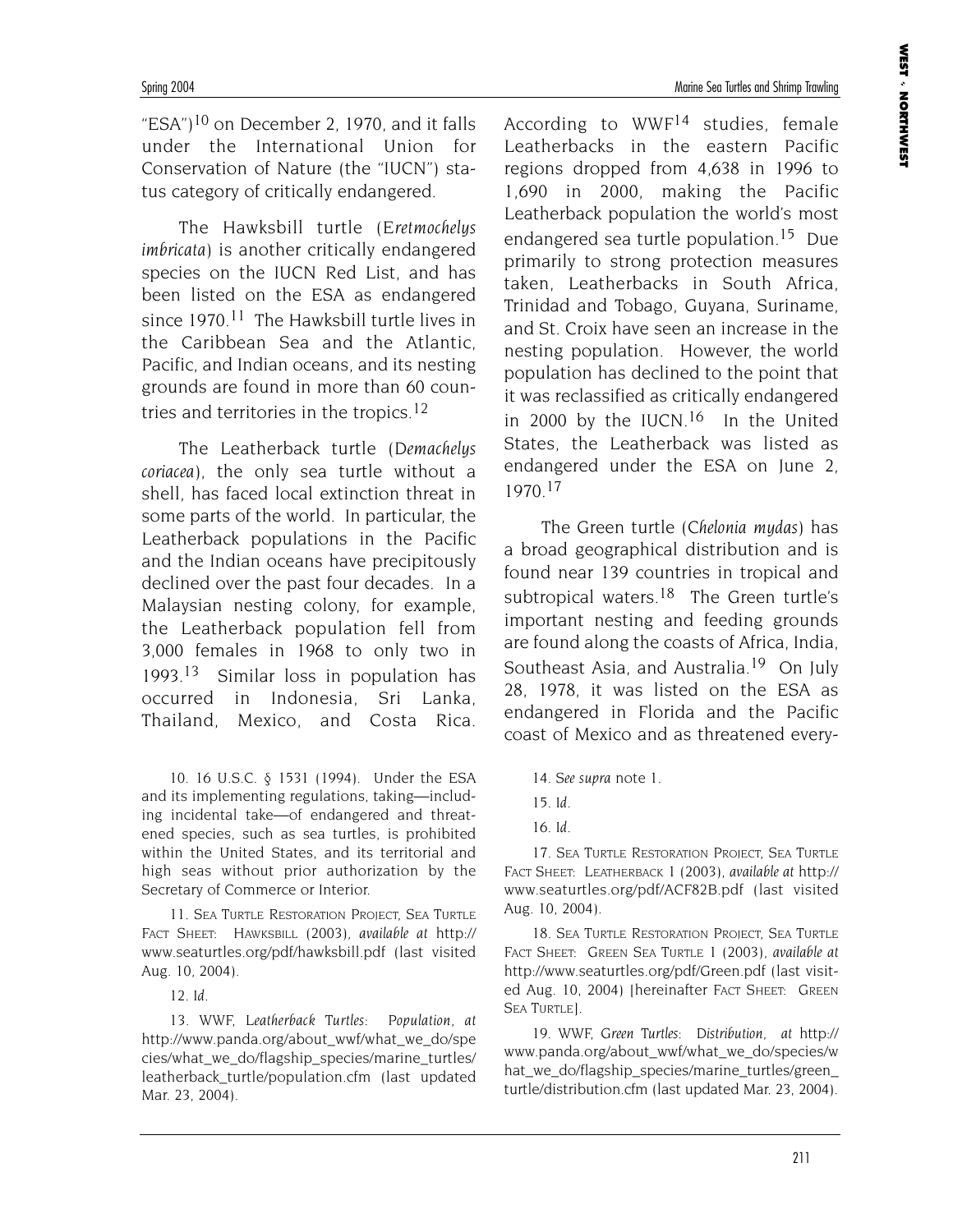"ESA")[10] on December 2, 1970, and it falls under the International Union for Conservation of Nature (the "IUCN") status category of critically endangered.

The Hawksbill turtle (*Eretmochelys imbricata*) is another critically endangered species on the IUCN Red List, and has been listed on the ESA as endangered since 1970.[11] The Hawksbill turtle lives in the Caribbean Sea and the Atlantic, Pacific, and Indian oceans, and its nesting grounds are found in more than 60 countries and territories in the tropics.[12]

The Leatherback turtle (*Demachelys coriacea*), the only sea turtle without a shell, has faced local extinction threat in some parts of the world. In particular, the Leatherback populations in the Pacific and the Indian oceans have precipitously declined over the past four decades. In a Malaysian nesting colony, for example, the Leatherback population fell from 3,000 females in 1968 to only two in 1993.[13] Similar loss in population has occurred in Indonesia, Sri Lanka, Thailand, Mexico, and Costa Rica. According to WWF[14] studies, female Leatherbacks in the eastern Pacific regions dropped from 4,638 in 1996 to 1,690 in 2000, making the Pacific Leatherback population the world's most endangered sea turtle population.[15] Due primarily to strong protection measures taken, Leatherbacks in South Africa, Trinidad and Tobago, Guyana, Suriname, and St. Croix have seen an increase in the nesting population. However, the world population has declined to the point that it was reclassified as critically endangered in 2000 by the IUCN.[16] In the United States, the Leatherback was listed as endangered under the ESA on June 2, 1970.[17]

The Green turtle (*Chelonia mydas*) has a broad geographical distribution and is found near 139 countries in tropical and subtropical waters.[18] The Green turtle's important nesting and feeding grounds are found along the coasts of Africa, India, Southeast Asia, and Australia.[19] On July 28, 1978, it was listed on the ESA as endangered in Florida and the Pacific coast of Mexico and as threatened every-

10. 16 U.S.C. § 1531 (1994). Under the ESA and its implementing regulations, taking—including incidental take—of endangered and threatened species, such as sea turtles, is prohibited within the United States, and its territorial and high seas without prior authorization by the Secretary of Commerce or Interior.

11. SEA TURTLE RESTORATION PROJECT, SEA TURTLE FACT SHEET: HAWKSBILL (2003), *available at* http://www.seaturtles.org/pdf/hawksbill.pdf (last visited Aug. 10, 2004).

12. *Id.*

13. WWF, *Leatherback Turtles: Population*, *at* http://www.panda.org/about_wwf/what_we_do/species/what_we_do/flagship_species/marine_turtles/leatherback_turtle/population.cfm (last updated Mar. 23, 2004).

14. *See supra* note 1.

15. *Id.*

16. *Id.*

17. SEA TURTLE RESTORATION PROJECT, SEA TURTLE FACT SHEET: LEATHERBACK 1 (2003), *available at* http://www.seaturtles.org/pdf/ACF82B.pdf (last visited Aug. 10, 2004).

18. SEA TURTLE RESTORATION PROJECT, SEA TURTLE FACT SHEET: GREEN SEA TURTLE 1 (2003), *available at* http://www.seaturtles.org/pdf/Green.pdf (last visited Aug. 10, 2004) [hereinafter FACT SHEET: GREEN SEA TURTLE].

19. WWF, *Green Turtles: Distribution*, *at* http://www.panda.org/about_wwf/what_we_do/species/what_we_do/flagship_species/marine_turtles/green_turtle/distribution.cfm (last updated Mar. 23, 2004).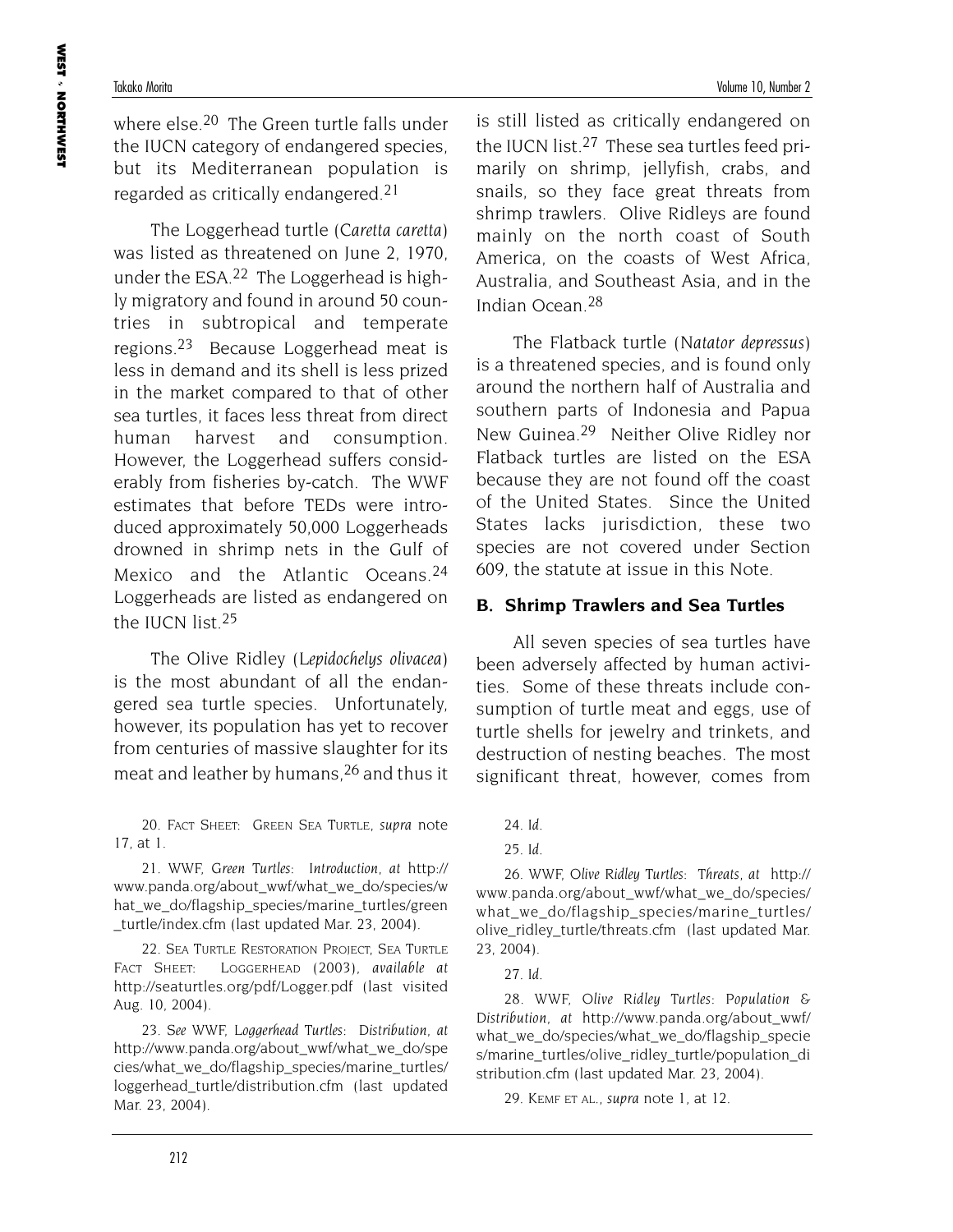where else.[20] The Green turtle falls under the IUCN category of endangered species, but its Mediterranean population is regarded as critically endangered.[21]

The Loggerhead turtle (*Caretta caretta*) was listed as threatened on June 2, 1970, under the ESA.[22] The Loggerhead is highly migratory and found in around 50 countries in subtropical and temperate regions.[23] Because Loggerhead meat is less in demand and its shell is less prized in the market compared to that of other sea turtles, it faces less threat from direct human harvest and consumption. However, the Loggerhead suffers considerably from fisheries by-catch. The WWF estimates that before TEDs were introduced approximately 50,000 Loggerheads drowned in shrimp nets in the Gulf of Mexico and the Atlantic Oceans.[24] Loggerheads are listed as endangered on the IUCN list.[25]

The Olive Ridley (*Lepidochelys olivacea*) is the most abundant of all the endangered sea turtle species. Unfortunately, however, its population has yet to recover from centuries of massive slaughter for its meat and leather by humans,[26] and thus it is still listed as critically endangered on the IUCN list.[27] These sea turtles feed primarily on shrimp, jellyfish, crabs, and snails, so they face great threats from shrimp trawlers. Olive Ridleys are found mainly on the north coast of South America, on the coasts of West Africa, Australia, and Southeast Asia, and in the Indian Ocean.[28]

The Flatback turtle (*Natator depressus*) is a threatened species, and is found only around the northern half of Australia and southern parts of Indonesia and Papua New Guinea.[29] Neither Olive Ridley nor Flatback turtles are listed on the ESA because they are not found off the coast of the United States. Since the United States lacks jurisdiction, these two species are not covered under Section 609, the statute at issue in this Note.

### B. Shrimp Trawlers and Sea Turtles

All seven species of sea turtles have been adversely affected by human activities. Some of these threats include consumption of turtle meat and eggs, use of turtle shells for jewelry and trinkets, and destruction of nesting beaches. The most significant threat, however, comes from

---

20. FACT SHEET: GREEN SEA TURTLE, *supra* note 17, at 1.

21. WWF, *Green Turtles: Introduction*, *at* http://www.panda.org/about_wwf/what_we_do/species/what_we_do/flagship_species/marine_turtles/green_turtle/index.cfm (last updated Mar. 23, 2004).

22. SEA TURTLE RESTORATION PROJECT, SEA TURTLE FACT SHEET: LOGGERHEAD (2003), *available at* http://seaturtles.org/pdf/Logger.pdf (last visited Aug. 10, 2004).

23. *See* WWF, *Loggerhead Turtles: Distribution*, *at* http://www.panda.org/about_wwf/what_we_do/species/what_we_do/flagship_species/marine_turtles/loggerhead_turtle/distribution.cfm (last updated Mar. 23, 2004).

24. *Id.*

25. *Id.*

26. WWF, *Olive Ridley Turtles: Threats*, *at* http://www.panda.org/about_wwf/what_we_do/species/what_we_do/flagship_species/marine_turtles/olive_ridley_turtle/threats.cfm (last updated Mar. 23, 2004).

27. *Id.*

28. WWF, *Olive Ridley Turtles: Population & Distribution*, *at* http://www.panda.org/about_wwf/what_we_do/species/what_we_do/flagship_species/marine_turtles/olive_ridley_turtle/population_distribution.cfm (last updated Mar. 23, 2004).

29. KEMF ET AL., *supra* note 1, at 12.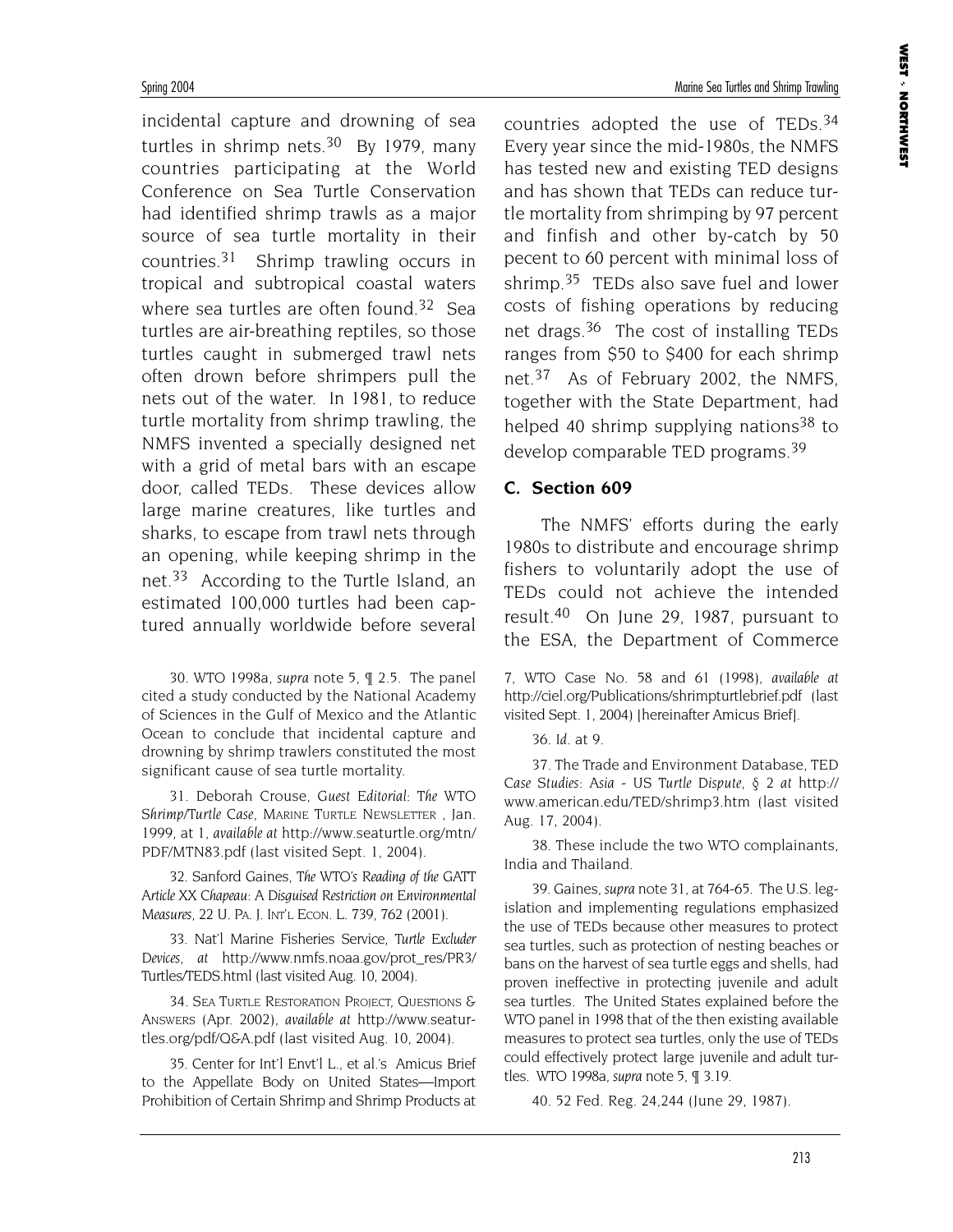incidental capture and drowning of sea turtles in shrimp nets.[30] By 1979, many countries participating at the World Conference on Sea Turtle Conservation had identified shrimp trawls as a major source of sea turtle mortality in their countries.[31] Shrimp trawling occurs in tropical and subtropical coastal waters where sea turtles are often found.[32] Sea turtles are air-breathing reptiles, so those turtles caught in submerged trawl nets often drown before shrimpers pull the nets out of the water. In 1981, to reduce turtle mortality from shrimp trawling, the NMFS invented a specially designed net with a grid of metal bars with an escape door, called TEDs. These devices allow large marine creatures, like turtles and sharks, to escape from trawl nets through an opening, while keeping shrimp in the net.[33] According to the Turtle Island, an estimated 100,000 turtles had been captured annually worldwide before several countries adopted the use of TEDs.[34] Every year since the mid-1980s, the NMFS has tested new and existing TED designs and has shown that TEDs can reduce turtle mortality from shrimping by 97 percent and finfish and other by-catch by 50 pecent to 60 percent with minimal loss of shrimp.[35] TEDs also save fuel and lower costs of fishing operations by reducing net drags.[36] The cost of installing TEDs ranges from $50 to $400 for each shrimp net.[37] As of February 2002, the NMFS, together with the State Department, had helped 40 shrimp supplying nations[38] to develop comparable TED programs.[39]

### C. Section 609

The NMFS' efforts during the early 1980s to distribute and encourage shrimp fishers to voluntarily adopt the use of TEDs could not achieve the intended result.[40] On June 29, 1987, pursuant to the ESA, the Department of Commerce

---

30. WTO 1998a, *supra* note 5, ¶ 2.5. The panel cited a study conducted by the National Academy of Sciences in the Gulf of Mexico and the Atlantic Ocean to conclude that incidental capture and drowning by shrimp trawlers constituted the most significant cause of sea turtle mortality.

31. Deborah Crouse, *Guest Editorial: The WTO Shrimp/Turtle Case*, MARINE TURTLE NEWSLETTER , Jan. 1999, at 1, *available at* http://www.seaturtle.org/mtn/PDF/MTN83.pdf (last visited Sept. 1, 2004).

32. Sanford Gaines, *The WTO's Reading of the GATT Article XX Chapeau: A Disguised Restriction on Environmental Measures*, 22 U. PA. J. INT'L ECON. L. 739, 762 (2001).

33. Nat'l Marine Fisheries Service, *Turtle Excluder Devices*, *at* http://www.nmfs.noaa.gov/prot_res/PR3/Turtles/TEDS.html (last visited Aug. 10, 2004).

34. SEA TURTLE RESTORATION PROJECT, QUESTIONS & ANSWERS (Apr. 2002), *available at* http://www.seaturtles.org/pdf/Q&A.pdf (last visited Aug. 10, 2004).

35. Center for Int'l Envt'l L., et al.'s Amicus Brief to the Appellate Body on United States—Import Prohibition of Certain Shrimp and Shrimp Products at 7, WTO Case No. 58 and 61 (1998), *available at* http://ciel.org/Publications/shrimpturtlebrief.pdf (last visited Sept. 1, 2004) [hereinafter Amicus Brief].

36. *Id.* at 9.

37. The Trade and Environment Database, TED *Case Studies: Asia - US Turtle Dispute*, § 2 *at* http://www.american.edu/TED/shrimp3.htm (last visited Aug. 17, 2004).

38. These include the two WTO complainants, India and Thailand.

39. Gaines, *supra* note 31, at 764-65. The U.S. legislation and implementing regulations emphasized the use of TEDs because other measures to protect sea turtles, such as protection of nesting beaches or bans on the harvest of sea turtle eggs and shells, had proven ineffective in protecting juvenile and adult sea turtles. The United States explained before the WTO panel in 1998 that of the then existing available measures to protect sea turtles, only the use of TEDs could effectively protect large juvenile and adult turtles. WTO 1998a, *supra* note 5, ¶ 3.19.

40. 52 Fed. Reg. 24,244 (June 29, 1987).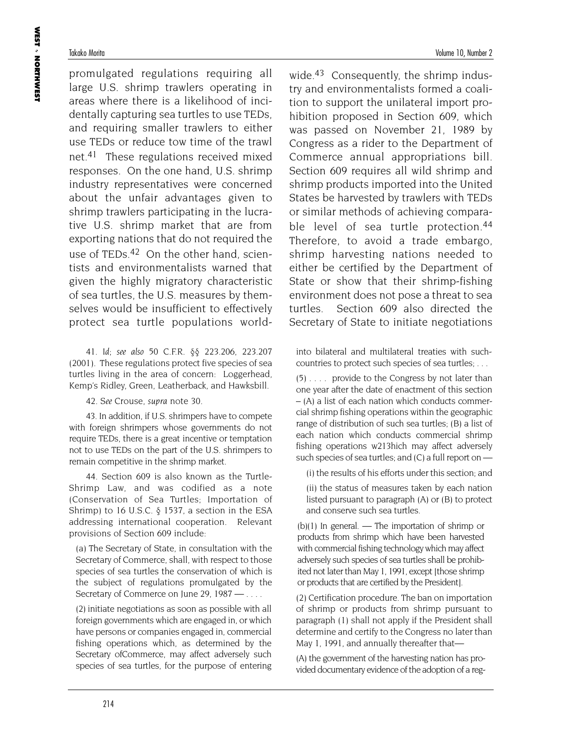promulgated regulations requiring all large U.S. shrimp trawlers operating in areas where there is a likelihood of incidentally capturing sea turtles to use TEDs, and requiring smaller trawlers to either use TEDs or reduce tow time of the trawl net.[41] These regulations received mixed responses. On the one hand, U.S. shrimp industry representatives were concerned about the unfair advantages given to shrimp trawlers participating in the lucrative U.S. shrimp market that are from exporting nations that do not required the use of TEDs.[42] On the other hand, scientists and environmentalists warned that given the highly migratory characteristic of sea turtles, the U.S. measures by themselves would be insufficient to effectively protect sea turtle populations worldwide.[43] Consequently, the shrimp industry and environmentalists formed a coalition to support the unilateral import prohibition proposed in Section 609, which was passed on November 21, 1989 by Congress as a rider to the Department of Commerce annual appropriations bill. Section 609 requires all wild shrimp and shrimp products imported into the United States be harvested by trawlers with TEDs or similar methods of achieving comparable level of sea turtle protection.[44] Therefore, to avoid a trade embargo, shrimp harvesting nations needed to either be certified by the Department of State or show that their shrimp-fishing environment does not pose a threat to sea turtles. Section 609 also directed the Secretary of State to initiate negotiations

41. *Id*; *see also* 50 C.F.R. §§ 223.206, 223.207 (2001). These regulations protect five species of sea turtles living in the area of concern: Loggerhead, Kemp's Ridley, Green, Leatherback, and Hawksbill.

42. *See* Crouse, *supra* note 30.

43. In addition, if U.S. shrimpers have to compete with foreign shrimpers whose governments do not require TEDs, there is a great incentive or temptation not to use TEDs on the part of the U.S. shrimpers to remain competitive in the shrimp market.

44. Section 609 is also known as the Turtle-Shrimp Law, and was codified as a note (Conservation of Sea Turtles; Importation of Shrimp) to 16 U.S.C. § 1537, a section in the ESA addressing international cooperation. Relevant provisions of Section 609 include:

> (a) The Secretary of State, in consultation with the Secretary of Commerce, shall, with respect to those species of sea turtles the conservation of which is the subject of regulations promulgated by the Secretary of Commerce on June 29, 1987 — . . . .
>
> (2) initiate negotiations as soon as possible with all foreign governments which are engaged in, or which have persons or companies engaged in, commercial fishing operations which, as determined by the Secretary ofCommerce, may affect adversely such species of sea turtles, for the purpose of entering into bilateral and multilateral treaties with such-countries to protect such species of sea turtles; . . .
>
> (5) . . . . provide to the Congress by not later than one year after the date of enactment of this section – (A) a list of each nation which conducts commercial shrimp fishing operations within the geographic range of distribution of such sea turtles; (B) a list of each nation which conducts commercial shrimp fishing operations w213hich may affect adversely such species of sea turtles; and (C) a full report on —
>
> (i) the results of his efforts under this section; and
>
> (ii) the status of measures taken by each nation listed pursuant to paragraph (A) or (B) to protect and conserve such sea turtles.
>
> (b)(1) In general. — The importation of shrimp or products from shrimp which have been harvested with commercial fishing technology which may affect adversely such species of sea turtles shall be prohibited not later than May 1, 1991, except [those shrimp or products that are certified by the President].
>
> (2) Certification procedure. The ban on importation of shrimp or products from shrimp pursuant to paragraph (1) shall not apply if the President shall determine and certify to the Congress no later than May 1, 1991, and annually thereafter that—
>
> (A) the government of the harvesting nation has provided documentary evidence of the adoption of a reg-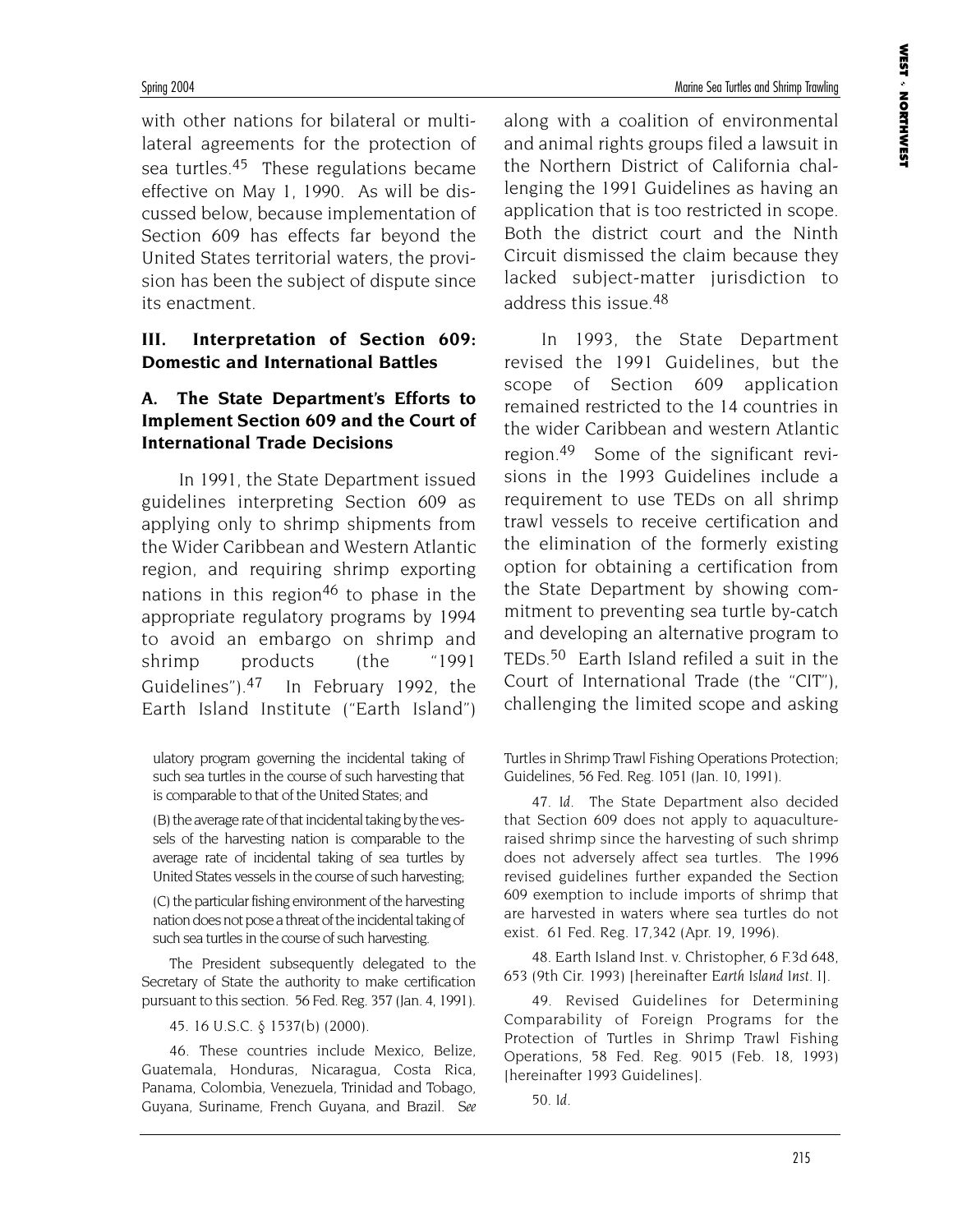with other nations for bilateral or multilateral agreements for the protection of sea turtles.[45] These regulations became effective on May 1, 1990. As will be discussed below, because implementation of Section 609 has effects far beyond the United States territorial waters, the provision has been the subject of dispute since its enactment.

## III. Interpretation of Section 609: Domestic and International Battles

### A. The State Department's Efforts to Implement Section 609 and the Court of International Trade Decisions

In 1991, the State Department issued guidelines interpreting Section 609 as applying only to shrimp shipments from the Wider Caribbean and Western Atlantic region, and requiring shrimp exporting nations in this region[46] to phase in the appropriate regulatory programs by 1994 to avoid an embargo on shrimp and shrimp products (the "1991 Guidelines").[47] In February 1992, the Earth Island Institute ("Earth Island") along with a coalition of environmental and animal rights groups filed a lawsuit in the Northern District of California challenging the 1991 Guidelines as having an application that is too restricted in scope. Both the district court and the Ninth Circuit dismissed the claim because they lacked subject-matter jurisdiction to address this issue.[48]

In 1993, the State Department revised the 1991 Guidelines, but the scope of Section 609 application remained restricted to the 14 countries in the wider Caribbean and western Atlantic region.[49] Some of the significant revisions in the 1993 Guidelines include a requirement to use TEDs on all shrimp trawl vessels to receive certification and the elimination of the formerly existing option for obtaining a certification from the State Department by showing commitment to preventing sea turtle by-catch and developing an alternative program to TEDs.[50] Earth Island refiled a suit in the Court of International Trade (the "CIT"), challenging the limited scope and asking

ulatory program governing the incidental taking of such sea turtles in the course of such harvesting that is comparable to that of the United States; and

(B) the average rate of that incidental taking by the vessels of the harvesting nation is comparable to the average rate of incidental taking of sea turtles by United States vessels in the course of such harvesting;

(C) the particular fishing environment of the harvesting nation does not pose a threat of the incidental taking of such sea turtles in the course of such harvesting.

The President subsequently delegated to the Secretary of State the authority to make certification pursuant to this section. 56 Fed. Reg. 357 (Jan. 4, 1991).

45. 16 U.S.C. § 1537(b) (2000).

46. These countries include Mexico, Belize, Guatemala, Honduras, Nicaragua, Costa Rica, Panama, Colombia, Venezuela, Trinidad and Tobago, Guyana, Suriname, French Guyana, and Brazil. *See* Turtles in Shrimp Trawl Fishing Operations Protection; Guidelines, 56 Fed. Reg. 1051 (Jan. 10, 1991).

47. *Id.* The State Department also decided that Section 609 does not apply to aquaculture-raised shrimp since the harvesting of such shrimp does not adversely affect sea turtles. The 1996 revised guidelines further expanded the Section 609 exemption to include imports of shrimp that are harvested in waters where sea turtles do not exist. 61 Fed. Reg. 17,342 (Apr. 19, 1996).

48. Earth Island Inst. v. Christopher, 6 F.3d 648, 653 (9th Cir. 1993) [hereinafter *Earth Island Inst. I*].

49. Revised Guidelines for Determining Comparability of Foreign Programs for the Protection of Turtles in Shrimp Trawl Fishing Operations, 58 Fed. Reg. 9015 (Feb. 18, 1993) [hereinafter 1993 Guidelines].

50. *Id.*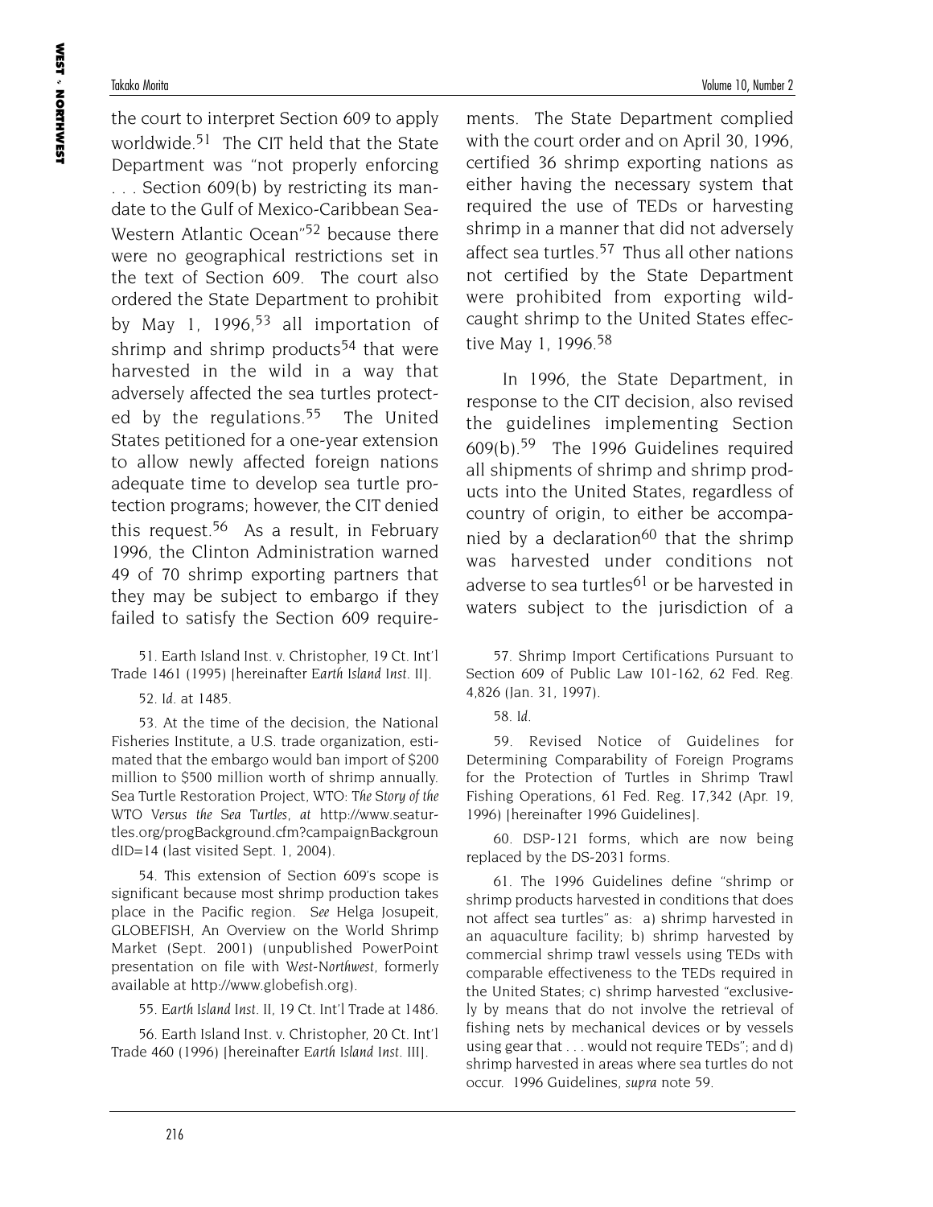the court to interpret Section 609 to apply worldwide.[51] The CIT held that the State Department was "not properly enforcing . . . Section 609(b) by restricting its mandate to the Gulf of Mexico-Caribbean Sea-Western Atlantic Ocean"[52] because there were no geographical restrictions set in the text of Section 609. The court also ordered the State Department to prohibit by May 1, 1996,[53] all importation of shrimp and shrimp products[54] that were harvested in the wild in a way that adversely affected the sea turtles protected by the regulations.[55] The United States petitioned for a one-year extension to allow newly affected foreign nations adequate time to develop sea turtle protection programs; however, the CIT denied this request.[56] As a result, in February 1996, the Clinton Administration warned 49 of 70 shrimp exporting partners that they may be subject to embargo if they failed to satisfy the Section 609 requirements. The State Department complied with the court order and on April 30, 1996, certified 36 shrimp exporting nations as either having the necessary system that required the use of TEDs or harvesting shrimp in a manner that did not adversely affect sea turtles.[57] Thus all other nations not certified by the State Department were prohibited from exporting wild-caught shrimp to the United States effective May 1, 1996.[58]

In 1996, the State Department, in response to the CIT decision, also revised the guidelines implementing Section 609(b).[59] The 1996 Guidelines required all shipments of shrimp and shrimp products into the United States, regardless of country of origin, to either be accompanied by a declaration[60] that the shrimp was harvested under conditions not adverse to sea turtles[61] or be harvested in waters subject to the jurisdiction of a

51. Earth Island Inst. v. Christopher, 19 Ct. Int'l Trade 1461 (1995) [hereinafter *Earth Island Inst. II*].

52. *Id.* at 1485.

53. At the time of the decision, the National Fisheries Institute, a U.S. trade organization, estimated that the embargo would ban import of $200 million to $500 million worth of shrimp annually. Sea Turtle Restoration Project, WTO: *The Story of the WTO Versus the Sea Turtles*, *at* http://www.seaturtles.org/progBackground.cfm?campaignBackgroundID=14 (last visited Sept. 1, 2004).

54. This extension of Section 609's scope is significant because most shrimp production takes place in the Pacific region. *See* Helga Josupeit, GLOBEFISH, An Overview on the World Shrimp Market (Sept. 2001) (unpublished PowerPoint presentation on file with *West-Northwest*, formerly available at http://www.globefish.org).

55. *Earth Island Inst. II*, 19 Ct. Int'l Trade at 1486.

56. Earth Island Inst. v. Christopher, 20 Ct. Int'l Trade 460 (1996) [hereinafter *Earth Island Inst. III*].

57. Shrimp Import Certifications Pursuant to Section 609 of Public Law 101-162, 62 Fed. Reg. 4,826 (Jan. 31, 1997).

58. *Id.*

59. Revised Notice of Guidelines for Determining Comparability of Foreign Programs for the Protection of Turtles in Shrimp Trawl Fishing Operations, 61 Fed. Reg. 17,342 (Apr. 19, 1996) [hereinafter 1996 Guidelines].

60. DSP-121 forms, which are now being replaced by the DS-2031 forms.

61. The 1996 Guidelines define "shrimp or shrimp products harvested in conditions that does not affect sea turtles" as: a) shrimp harvested in an aquaculture facility; b) shrimp harvested by commercial shrimp trawl vessels using TEDs with comparable effectiveness to the TEDs required in the United States; c) shrimp harvested "exclusively by means that do not involve the retrieval of fishing nets by mechanical devices or by vessels using gear that . . . would not require TEDs"; and d) shrimp harvested in areas where sea turtles do not occur. 1996 Guidelines, *supra* note 59.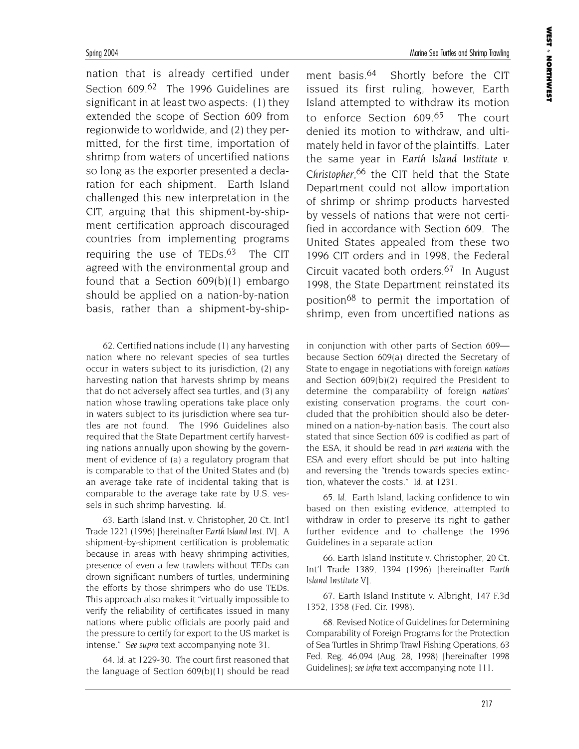nation that is already certified under Section 609.[62] The 1996 Guidelines are significant in at least two aspects: (1) they extended the scope of Section 609 from regionwide to worldwide, and (2) they permitted, for the first time, importation of shrimp from waters of uncertified nations so long as the exporter presented a declaration for each shipment. Earth Island challenged this new interpretation in the CIT, arguing that this shipment-by-shipment certification approach discouraged countries from implementing programs requiring the use of TEDs.[63] The CIT agreed with the environmental group and found that a Section 609(b)(1) embargo should be applied on a nation-by-nation basis, rather than a shipment-by-shipment basis.[64] Shortly before the CIT issued its first ruling, however, Earth Island attempted to withdraw its motion to enforce Section 609.[65] The court denied its motion to withdraw, and ultimately held in favor of the plaintiffs. Later the same year in *Earth Island Institute v. Christopher*,[66] the CIT held that the State Department could not allow importation of shrimp or shrimp products harvested by vessels of nations that were not certified in accordance with Section 609. The United States appealed from these two 1996 CIT orders and in 1998, the Federal Circuit vacated both orders.[67] In August 1998, the State Department reinstated its position[68] to permit the importation of shrimp, even from uncertified nations as

62. Certified nations include (1) any harvesting nation where no relevant species of sea turtles occur in waters subject to its jurisdiction, (2) any harvesting nation that harvests shrimp by means that do not adversely affect sea turtles, and (3) any nation whose trawling operations take place only in waters subject to its jurisdiction where sea turtles are not found. The 1996 Guidelines also required that the State Department certify harvesting nations annually upon showing by the government of evidence of (a) a regulatory program that is comparable to that of the United States and (b) an average take rate of incidental taking that is comparable to the average take rate by U.S. vessels in such shrimp harvesting. *Id.*

63. Earth Island Inst. v. Christopher, 20 Ct. Int'l Trade 1221 (1996) [hereinafter *Earth Island Inst.* IV]. A shipment-by-shipment certification is problematic because in areas with heavy shrimping activities, presence of even a few trawlers without TEDs can drown significant numbers of turtles, undermining the efforts by those shrimpers who do use TEDs. This approach also makes it "virtually impossible to verify the reliability of certificates issued in many nations where public officials are poorly paid and the pressure to certify for export to the US market is intense." *See supra* text accompanying note 31.

64. *Id.* at 1229-30. The court first reasoned that the language of Section 609(b)(1) should be read in conjunction with other parts of Section 609—because Section 609(a) directed the Secretary of State to engage in negotiations with foreign *nations* and Section 609(b)(2) required the President to determine the comparability of foreign *nations'* existing conservation programs, the court concluded that the prohibition should also be determined on a nation-by-nation basis. The court also stated that since Section 609 is codified as part of the ESA, it should be read in *pari materia* with the ESA and every effort should be put into halting and reversing the "trends towards species extinction, whatever the costs." *Id.* at 1231.

65. *Id.* Earth Island, lacking confidence to win based on then existing evidence, attempted to withdraw in order to preserve its right to gather further evidence and to challenge the 1996 Guidelines in a separate action.

66. Earth Island Institute v. Christopher, 20 Ct. Int'l Trade 1389, 1394 (1996) [hereinafter *Earth Island Institute* V].

67. Earth Island Institute v. Albright, 147 F.3d 1352, 1358 (Fed. Cir. 1998).

68. Revised Notice of Guidelines for Determining Comparability of Foreign Programs for the Protection of Sea Turtles in Shrimp Trawl Fishing Operations, 63 Fed. Reg. 46,094 (Aug. 28, 1998) [hereinafter 1998 Guidelines]; *see infra* text accompanying note 111.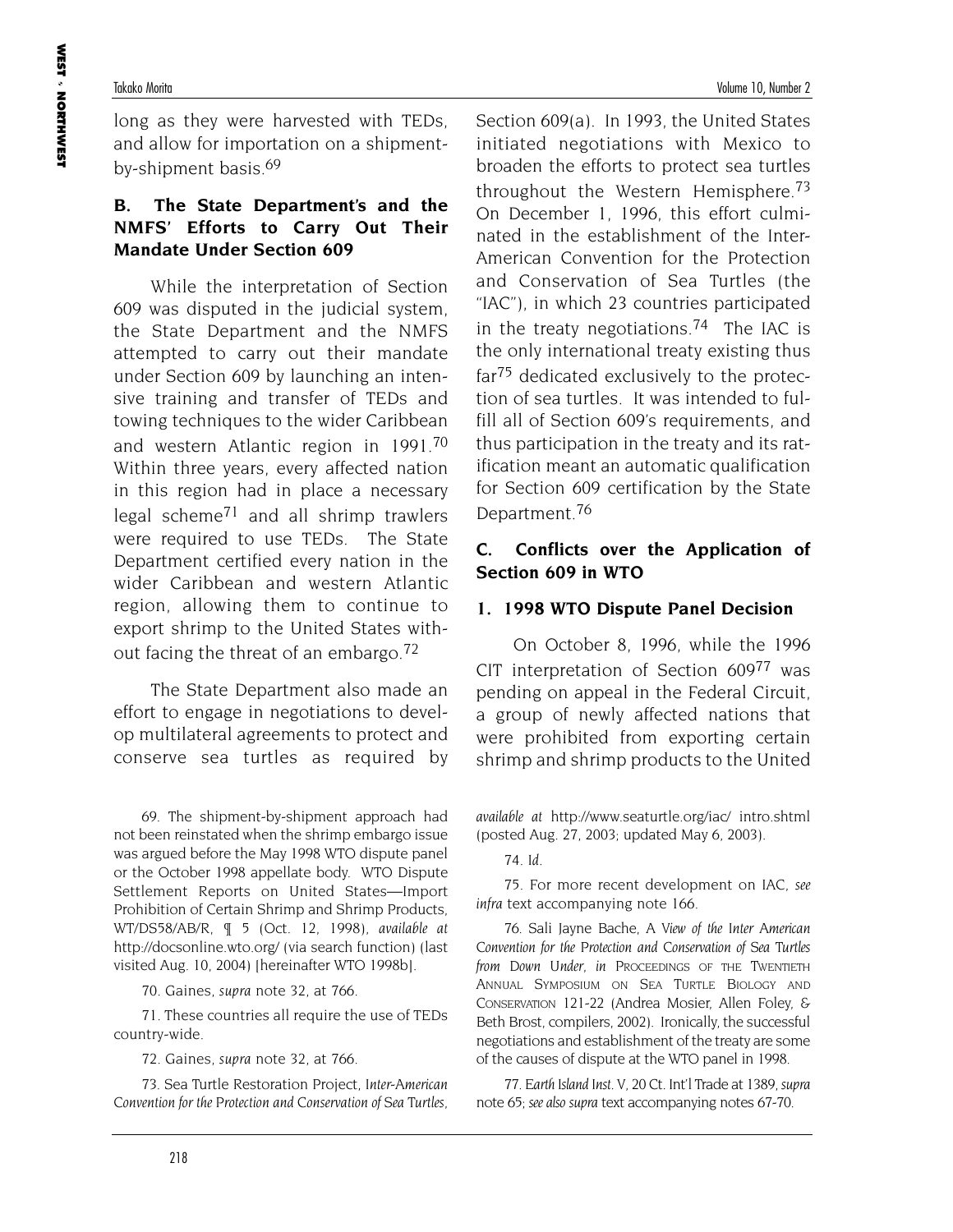long as they were harvested with TEDs, and allow for importation on a shipment-by-shipment basis.[69]

### B. The State Department's and the NMFS' Efforts to Carry Out Their Mandate Under Section 609

While the interpretation of Section 609 was disputed in the judicial system, the State Department and the NMFS attempted to carry out their mandate under Section 609 by launching an intensive training and transfer of TEDs and towing techniques to the wider Caribbean and western Atlantic region in 1991.[70] Within three years, every affected nation in this region had in place a necessary legal scheme[71] and all shrimp trawlers were required to use TEDs. The State Department certified every nation in the wider Caribbean and western Atlantic region, allowing them to continue to export shrimp to the United States without facing the threat of an embargo.[72]

The State Department also made an effort to engage in negotiations to develop multilateral agreements to protect and conserve sea turtles as required by Section 609(a). In 1993, the United States initiated negotiations with Mexico to broaden the efforts to protect sea turtles throughout the Western Hemisphere.[73] On December 1, 1996, this effort culminated in the establishment of the Inter-American Convention for the Protection and Conservation of Sea Turtles (the "IAC"), in which 23 countries participated in the treaty negotiations.[74] The IAC is the only international treaty existing thus far[75] dedicated exclusively to the protection of sea turtles. It was intended to fulfill all of Section 609's requirements, and thus participation in the treaty and its ratification meant an automatic qualification for Section 609 certification by the State Department.[76]

### C. Conflicts over the Application of Section 609 in WTO

#### 1. 1998 WTO Dispute Panel Decision

On October 8, 1996, while the 1996 CIT interpretation of Section 609[77] was pending on appeal in the Federal Circuit, a group of newly affected nations that were prohibited from exporting certain shrimp and shrimp products to the United

69. The shipment-by-shipment approach had not been reinstated when the shrimp embargo issue was argued before the May 1998 WTO dispute panel or the October 1998 appellate body. WTO Dispute Settlement Reports on United States—Import Prohibition of Certain Shrimp and Shrimp Products, WT/DS58/AB/R, ¶ 5 (Oct. 12, 1998), *available at* http://docsonline.wto.org/ (via search function) (last visited Aug. 10, 2004) [hereinafter WTO 1998b].

70. Gaines, *supra* note 32, at 766.

71. These countries all require the use of TEDs country-wide.

72. Gaines, *supra* note 32, at 766.

73. Sea Turtle Restoration Project, *Inter-American Convention for the Protection and Conservation of Sea Turtles*, *available at* http://www.seaturtle.org/iac/ intro.shtml (posted Aug. 27, 2003; updated May 6, 2003).

74. *Id*.

75. For more recent development on IAC, *see infra* text accompanying note 166.

76. Sali Jayne Bache, *A View of the Inter American Convention for the Protection and Conservation of Sea Turtles from Down Under*, *in* PROCEEDINGS OF THE TWENTIETH ANNUAL SYMPOSIUM ON SEA TURTLE BIOLOGY AND CONSERVATION 121-22 (Andrea Mosier, Allen Foley, & Beth Brost, compilers, 2002). Ironically, the successful negotiations and establishment of the treaty are some of the causes of dispute at the WTO panel in 1998.

77. *Earth Island Inst. V*, 20 Ct. Int'l Trade at 1389, *supra* note 65; *see also supra* text accompanying notes 67-70.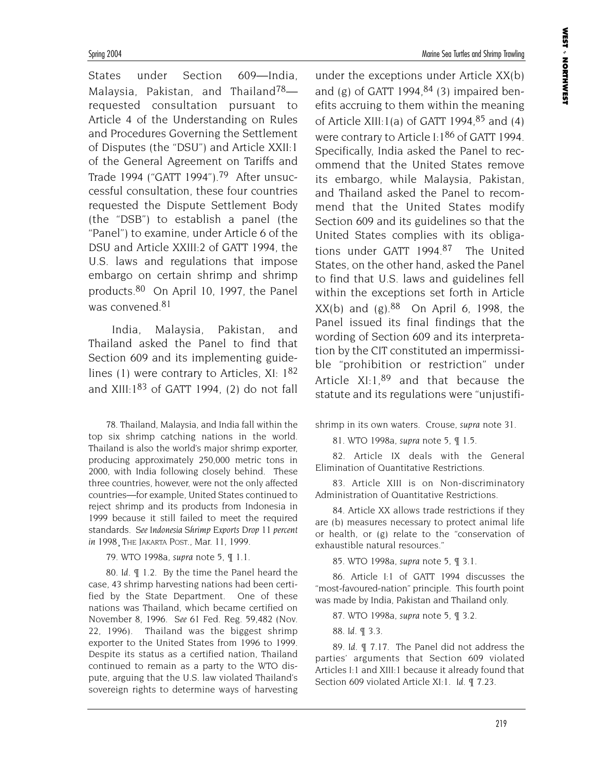States under Section 609—India, Malaysia, Pakistan, and Thailand[78]—requested consultation pursuant to Article 4 of the Understanding on Rules and Procedures Governing the Settlement of Disputes (the "DSU") and Article XXII:1 of the General Agreement on Tariffs and Trade 1994 ("GATT 1994").[79] After unsuccessful consultation, these four countries requested the Dispute Settlement Body (the "DSB") to establish a panel (the "Panel") to examine, under Article 6 of the DSU and Article XXIII:2 of GATT 1994, the U.S. laws and regulations that impose embargo on certain shrimp and shrimp products.[80] On April 10, 1997, the Panel was convened.[81]

India, Malaysia, Pakistan, and Thailand asked the Panel to find that Section 609 and its implementing guidelines (1) were contrary to Articles, XI: 1[82] and XIII:1[83] of GATT 1994, (2) do not fall under the exceptions under Article XX(b) and (g) of GATT 1994,[84] (3) impaired benefits accruing to them within the meaning of Article XIII:1(a) of GATT 1994,[85] and (4) were contrary to Article I:1[86] of GATT 1994. Specifically, India asked the Panel to recommend that the United States remove its embargo, while Malaysia, Pakistan, and Thailand asked the Panel to recommend that the United States modify Section 609 and its guidelines so that the United States complies with its obligations under GATT 1994.[87] The United States, on the other hand, asked the Panel to find that U.S. laws and guidelines fell within the exceptions set forth in Article XX(b) and (g).[88] On April 6, 1998, the Panel issued its final findings that the wording of Section 609 and its interpretation by the CIT constituted an impermissible "prohibition or restriction" under Article XI:1,[89] and that because the statute and its regulations were "unjustifi-

78. Thailand, Malaysia, and India fall within the top six shrimp catching nations in the world. Thailand is also the world's major shrimp exporter, producing approximately 250,000 metric tons in 2000, with India following closely behind. These three countries, however, were not the only affected countries—for example, United States continued to reject shrimp and its products from Indonesia in 1999 because it still failed to meet the required standards. *See Indonesia Shrimp Exports Drop 11 percent in 1998*¸ THE JAKARTA POST., Mar. 11, 1999.

79. WTO 1998a, *supra* note 5, ¶ 1.1.

80. *Id.* ¶ 1.2. By the time the Panel heard the case, 43 shrimp harvesting nations had been certified by the State Department. One of these nations was Thailand, which became certified on November 8, 1996. *See* 61 Fed. Reg. 59,482 (Nov. 22, 1996). Thailand was the biggest shrimp exporter to the United States from 1996 to 1999. Despite its status as a certified nation, Thailand continued to remain as a party to the WTO dispute, arguing that the U.S. law violated Thailand's sovereign rights to determine ways of harvesting shrimp in its own waters. Crouse, *supra* note 31.

81. WTO 1998a, *supra* note 5, ¶ 1.5.

82. Article IX deals with the General Elimination of Quantitative Restrictions.

83. Article XIII is on Non-discriminatory Administration of Quantitative Restrictions.

84. Article XX allows trade restrictions if they are (b) measures necessary to protect animal life or health, or (g) relate to the "conservation of exhaustible natural resources."

85. WTO 1998a, *supra* note 5, ¶ 3.1.

86. Article I:1 of GATT 1994 discusses the "most-favoured-nation" principle. This fourth point was made by India, Pakistan and Thailand only.

87. WTO 1998a, *supra* note 5, ¶ 3.2.

88. *Id.* ¶ 3.3.

89. *Id.* ¶ 7.17. The Panel did not address the parties' arguments that Section 609 violated Articles I:1 and XIII:1 because it already found that Section 609 violated Article XI:1. *Id.* ¶ 7.23.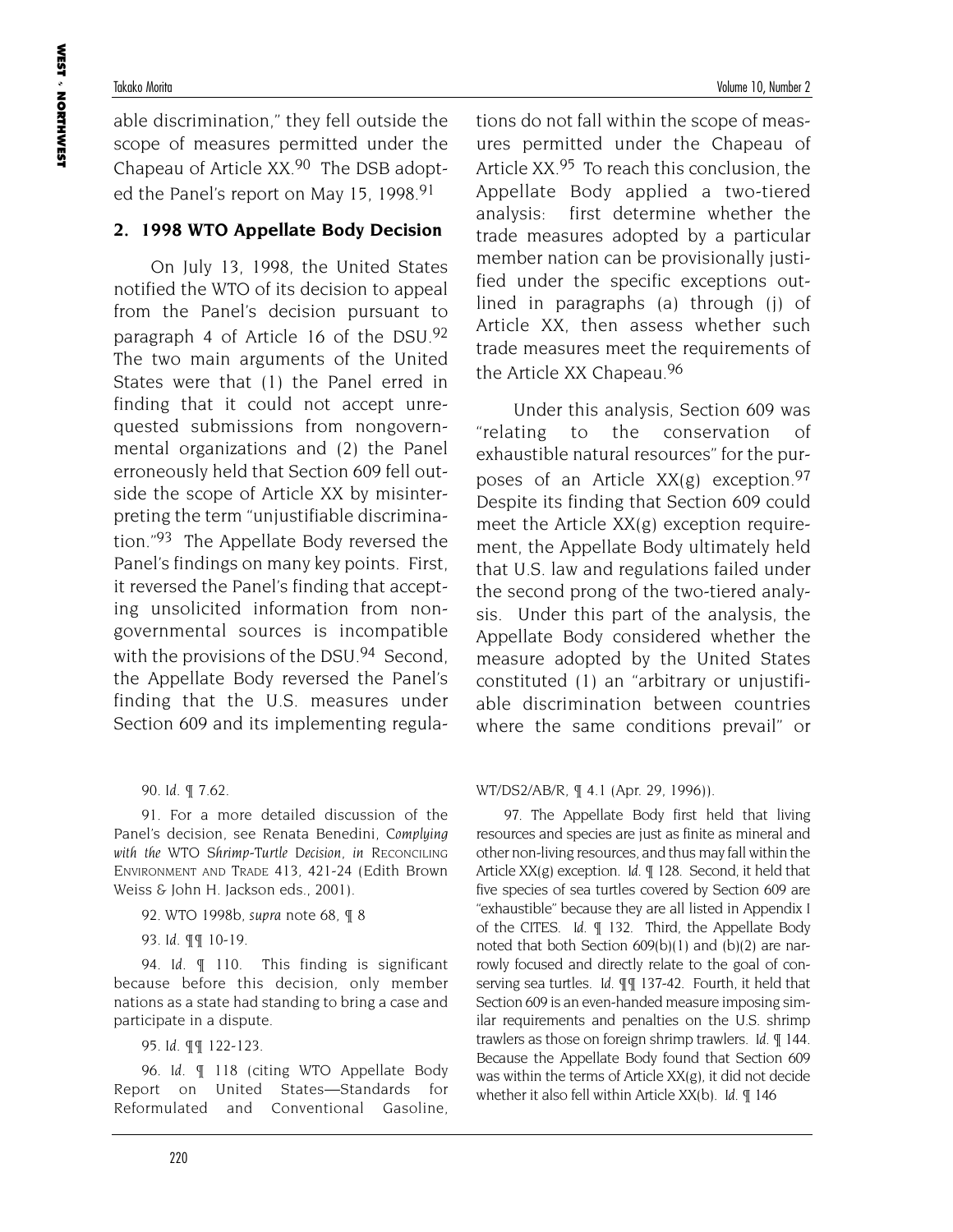able discrimination," they fell outside the scope of measures permitted under the Chapeau of Article XX.[90] The DSB adopted the Panel's report on May 15, 1998.[91]

### 2. 1998 WTO Appellate Body Decision

On July 13, 1998, the United States notified the WTO of its decision to appeal from the Panel's decision pursuant to paragraph 4 of Article 16 of the DSU.[92] The two main arguments of the United States were that (1) the Panel erred in finding that it could not accept unrequested submissions from nongovernmental organizations and (2) the Panel erroneously held that Section 609 fell outside the scope of Article XX by misinterpreting the term "unjustifiable discrimination."[93] The Appellate Body reversed the Panel's findings on many key points. First, it reversed the Panel's finding that accepting unsolicited information from nongovernmental sources is incompatible with the provisions of the DSU.[94] Second, the Appellate Body reversed the Panel's finding that the U.S. measures under Section 609 and its implementing regulations do not fall within the scope of measures permitted under the Chapeau of Article XX.[95] To reach this conclusion, the Appellate Body applied a two-tiered analysis: first determine whether the trade measures adopted by a particular member nation can be provisionally justified under the specific exceptions outlined in paragraphs (a) through (j) of Article XX, then assess whether such trade measures meet the requirements of the Article XX Chapeau.[96]

Under this analysis, Section 609 was "relating to the conservation of exhaustible natural resources" for the purposes of an Article XX(g) exception.[97] Despite its finding that Section 609 could meet the Article XX(g) exception requirement, the Appellate Body ultimately held that U.S. law and regulations failed under the second prong of the two-tiered analysis. Under this part of the analysis, the Appellate Body considered whether the measure adopted by the United States constituted (1) an "arbitrary or unjustifiable discrimination between countries where the same conditions prevail" or

90. *Id.* ¶ 7.62.

91. For a more detailed discussion of the Panel's decision, see Renata Benedini, *Complying with the WTO Shrimp-Turtle Decision*, *in* RECONCILING ENVIRONMENT AND TRADE 413, 421-24 (Edith Brown Weiss & John H. Jackson eds., 2001).

92. WTO 1998b, *supra* note 68, ¶ 8

93. *Id.* ¶¶ 10-19.

94. *Id.* ¶ 110. This finding is significant because before this decision, only member nations as a state had standing to bring a case and participate in a dispute.

95. *Id.* ¶¶ 122-123.

96. *Id.* ¶ 118 (citing WTO Appellate Body Report on United States—Standards for Reformulated and Conventional Gasoline, WT/DS2/AB/R, ¶ 4.1 (Apr. 29, 1996)).

97. The Appellate Body first held that living resources and species are just as finite as mineral and other non-living resources, and thus may fall within the Article XX(g) exception. *Id.* ¶ 128. Second, it held that five species of sea turtles covered by Section 609 are "exhaustible" because they are all listed in Appendix I of the CITES. *Id.* ¶ 132. Third, the Appellate Body noted that both Section 609(b)(1) and (b)(2) are narrowly focused and directly relate to the goal of conserving sea turtles. *Id.* ¶¶ 137-42. Fourth, it held that Section 609 is an even-handed measure imposing similar requirements and penalties on the U.S. shrimp trawlers as those on foreign shrimp trawlers. *Id.* ¶ 144. Because the Appellate Body found that Section 609 was within the terms of Article XX(g), it did not decide whether it also fell within Article XX(b). *Id.* ¶ 146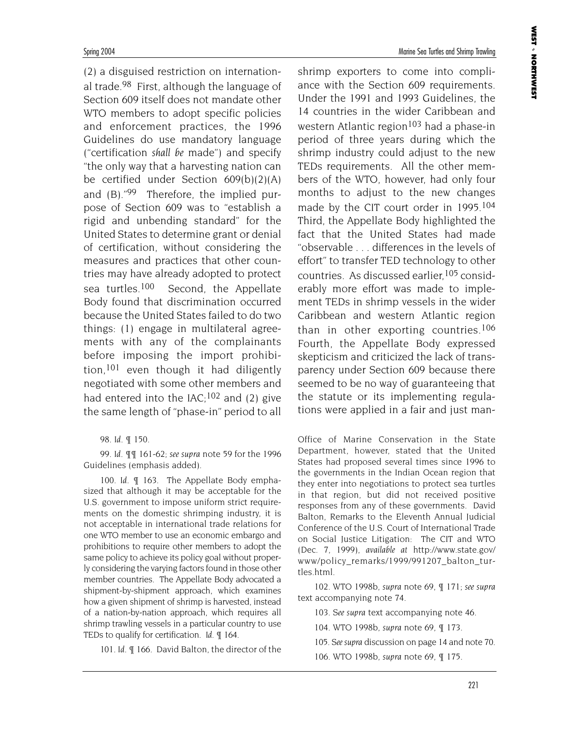(2) a disguised restriction on international trade.[98] First, although the language of Section 609 itself does not mandate other WTO members to adopt specific policies and enforcement practices, the 1996 Guidelines do use mandatory language ("certification *shall be* made") and specify "the only way that a harvesting nation can be certified under Section 609(b)(2)(A) and (B)."[99] Therefore, the implied purpose of Section 609 was to "establish a rigid and unbending standard" for the United States to determine grant or denial of certification, without considering the measures and practices that other countries may have already adopted to protect sea turtles.[100] Second, the Appellate Body found that discrimination occurred because the United States failed to do two things: (1) engage in multilateral agreements with any of the complainants before imposing the import prohibition,[101] even though it had diligently negotiated with some other members and had entered into the IAC;[102] and (2) give the same length of "phase-in" period to all shrimp exporters to come into compliance with the Section 609 requirements. Under the 1991 and 1993 Guidelines, the 14 countries in the wider Caribbean and western Atlantic region[103] had a phase-in period of three years during which the shrimp industry could adjust to the new TEDs requirements. All the other members of the WTO, however, had only four months to adjust to the new changes made by the CIT court order in 1995.[104] Third, the Appellate Body highlighted the fact that the United States had made "observable . . . differences in the levels of effort" to transfer TED technology to other countries. As discussed earlier,[105] considerably more effort was made to implement TEDs in shrimp vessels in the wider Caribbean and western Atlantic region than in other exporting countries.[106] Fourth, the Appellate Body expressed skepticism and criticized the lack of transparency under Section 609 because there seemed to be no way of guaranteeing that the statute or its implementing regulations were applied in a fair and just man-

98. *Id.* ¶ 150.

99. *Id.* ¶¶ 161-62; *see supra* note 59 for the 1996 Guidelines (emphasis added).

100. *Id.* ¶ 163. The Appellate Body emphasized that although it may be acceptable for the U.S. government to impose uniform strict requirements on the domestic shrimping industry, it is not acceptable in international trade relations for one WTO member to use an economic embargo and prohibitions to require other members to adopt the same policy to achieve its policy goal without properly considering the varying factors found in those other member countries. The Appellate Body advocated a shipment-by-shipment approach, which examines how a given shipment of shrimp is harvested, instead of a nation-by-nation approach, which requires all shrimp trawling vessels in a particular country to use TEDs to qualify for certification. *Id.* ¶ 164.

101. *Id.* ¶ 166. David Balton, the director of the Office of Marine Conservation in the State Department, however, stated that the United States had proposed several times since 1996 to the governments in the Indian Ocean region that they enter into negotiations to protect sea turtles in that region, but did not received positive responses from any of these governments. David Balton, Remarks to the Eleventh Annual Judicial Conference of the U.S. Court of International Trade on Social Justice Litigation: The CIT and WTO (Dec. 7, 1999), *available at* http://www.state.gov/www/policy_remarks/1999/991207_balton_turtles.html.

102. WTO 1998b, *supra* note 69, ¶ 171; *see supra* text accompanying note 74.

103. *See supra* text accompanying note 46.

104. WTO 1998b, *supra* note 69, ¶ 173.

105. *See supra* discussion on page 14 and note 70.

106. WTO 1998b, *supra* note 69, ¶ 175.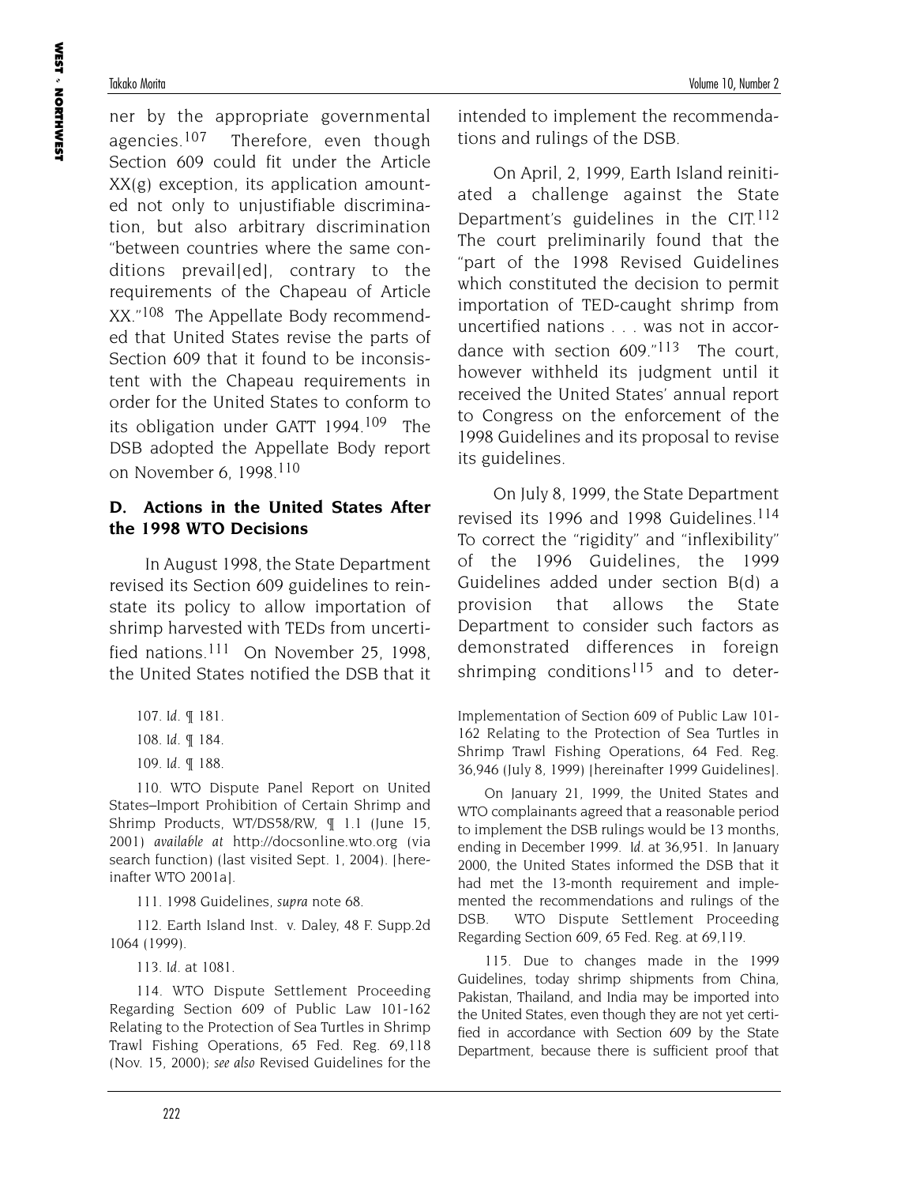ner by the appropriate governmental agencies.[107] Therefore, even though Section 609 could fit under the Article XX(g) exception, its application amounted not only to unjustifiable discrimination, but also arbitrary discrimination "between countries where the same conditions prevail[ed], contrary to the requirements of the Chapeau of Article XX."[108] The Appellate Body recommended that United States revise the parts of Section 609 that it found to be inconsistent with the Chapeau requirements in order for the United States to conform to its obligation under GATT 1994.[109] The DSB adopted the Appellate Body report on November 6, 1998.[110]

### D. Actions in the United States After the 1998 WTO Decisions

In August 1998, the State Department revised its Section 609 guidelines to reinstate its policy to allow importation of shrimp harvested with TEDs from uncertified nations.[111] On November 25, 1998, the United States notified the DSB that it intended to implement the recommendations and rulings of the DSB.

On April, 2, 1999, Earth Island reinitiated a challenge against the State Department's guidelines in the CIT.[112] The court preliminarily found that the "part of the 1998 Revised Guidelines which constituted the decision to permit importation of TED-caught shrimp from uncertified nations . . . was not in accordance with section 609."[113] The court, however withheld its judgment until it received the United States' annual report to Congress on the enforcement of the 1998 Guidelines and its proposal to revise its guidelines.

On July 8, 1999, the State Department revised its 1996 and 1998 Guidelines.[114] To correct the "rigidity" and "inflexibility" of the 1996 Guidelines, the 1999 Guidelines added under section B(d) a provision that allows the State Department to consider such factors as demonstrated differences in foreign shrimping conditions[115] and to deter-

107. *Id.* ¶ 181.

108. *Id.* ¶ 184.

109. *Id.* ¶ 188.

110. WTO Dispute Panel Report on United States–Import Prohibition of Certain Shrimp and Shrimp Products, WT/DS58/RW, ¶ 1.1 (June 15, 2001) *available at* http://docsonline.wto.org (via search function) (last visited Sept. 1, 2004). [hereinafter WTO 2001a].

111. 1998 Guidelines, *supra* note 68.

112. Earth Island Inst. v. Daley, 48 F. Supp.2d 1064 (1999).

113. *Id.* at 1081.

114. WTO Dispute Settlement Proceeding Regarding Section 609 of Public Law 101-162 Relating to the Protection of Sea Turtles in Shrimp Trawl Fishing Operations, 65 Fed. Reg. 69,118 (Nov. 15, 2000); *see also* Revised Guidelines for the Implementation of Section 609 of Public Law 101-162 Relating to the Protection of Sea Turtles in Shrimp Trawl Fishing Operations, 64 Fed. Reg. 36,946 (July 8, 1999) [hereinafter 1999 Guidelines].

On January 21, 1999, the United States and WTO complainants agreed that a reasonable period to implement the DSB rulings would be 13 months, ending in December 1999. *Id.* at 36,951. In January 2000, the United States informed the DSB that it had met the 13-month requirement and implemented the recommendations and rulings of the DSB. WTO Dispute Settlement Proceeding Regarding Section 609, 65 Fed. Reg. at 69,119.

115. Due to changes made in the 1999 Guidelines, today shrimp shipments from China, Pakistan, Thailand, and India may be imported into the United States, even though they are not yet certified in accordance with Section 609 by the State Department, because there is sufficient proof that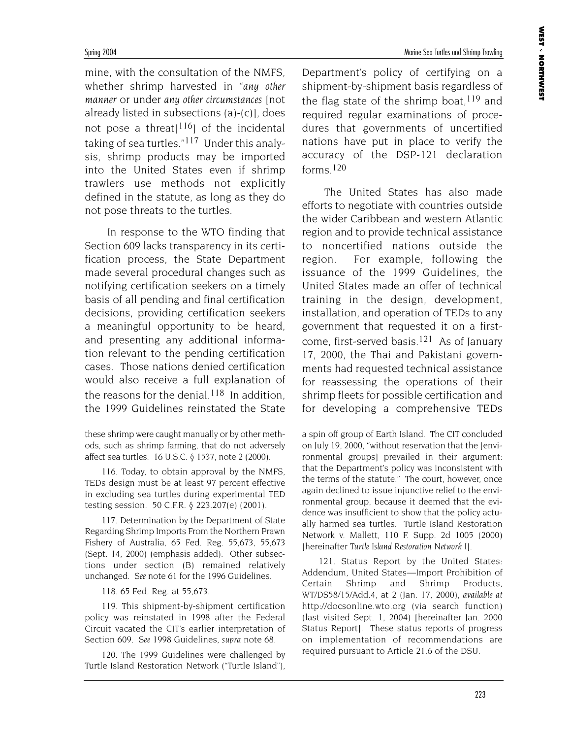mine, with the consultation of the NMFS, whether shrimp harvested in "*any other manner* or under *any other circumstances* [not already listed in subsections (a)-(c)], does not pose a threat[[116]] of the incidental taking of sea turtles."[117] Under this analysis, shrimp products may be imported into the United States even if shrimp trawlers use methods not explicitly defined in the statute, as long as they do not pose threats to the turtles.

In response to the WTO finding that Section 609 lacks transparency in its certification process, the State Department made several procedural changes such as notifying certification seekers on a timely basis of all pending and final certification decisions, providing certification seekers a meaningful opportunity to be heard, and presenting any additional information relevant to the pending certification cases. Those nations denied certification would also receive a full explanation of the reasons for the denial.[118] In addition, the 1999 Guidelines reinstated the State Department's policy of certifying on a shipment-by-shipment basis regardless of the flag state of the shrimp boat,[119] and required regular examinations of procedures that governments of uncertified nations have put in place to verify the accuracy of the DSP-121 declaration forms.[120]

The United States has also made efforts to negotiate with countries outside the wider Caribbean and western Atlantic region and to provide technical assistance to noncertified nations outside the region. For example, following the issuance of the 1999 Guidelines, the United States made an offer of technical training in the design, development, installation, and operation of TEDs to any government that requested it on a first-come, first-served basis.[121] As of January 17, 2000, the Thai and Pakistani governments had requested technical assistance for reassessing the operations of their shrimp fleets for possible certification and for developing a comprehensive TEDs

---

these shrimp were caught manually or by other methods, such as shrimp farming, that do not adversely affect sea turtles. 16 U.S.C. § 1537, note 2 (2000).

116. Today, to obtain approval by the NMFS, TEDs design must be at least 97 percent effective in excluding sea turtles during experimental TED testing session. 50 C.F.R. § 223.207(e) (2001).

117. Determination by the Department of State Regarding Shrimp Imports From the Northern Prawn Fishery of Australia, 65 Fed. Reg. 55,673, 55,673 (Sept. 14, 2000) (emphasis added). Other subsections under section (B) remained relatively unchanged. *See* note 61 for the 1996 Guidelines.

118. 65 Fed. Reg. at 55,673.

119. This shipment-by-shipment certification policy was reinstated in 1998 after the Federal Circuit vacated the CIT's earlier interpretation of Section 609. *See* 1998 Guidelines, *supra* note 68.

120. The 1999 Guidelines were challenged by Turtle Island Restoration Network ("Turtle Island"), a spin off group of Earth Island. The CIT concluded on July 19, 2000, "without reservation that the [environmental groups] prevailed in their argument: that the Department's policy was inconsistent with the terms of the statute." The court, however, once again declined to issue injunctive relief to the environmental group, because it deemed that the evidence was insufficient to show that the policy actually harmed sea turtles. Turtle Island Restoration Network v. Mallett, 110 F. Supp. 2d 1005 (2000) [hereinafter *Turtle Island Restoration Network* I].

121. Status Report by the United States: Addendum, United States—Import Prohibition of Certain Shrimp and Shrimp Products, WT/DS58/15/Add.4, at 2 (Jan. 17, 2000), *available at* http://docsonline.wto.org (via search function) (last visited Sept. 1, 2004) [hereinafter Jan. 2000 Status Report]. These status reports of progress on implementation of recommendations are required pursuant to Article 21.6 of the DSU.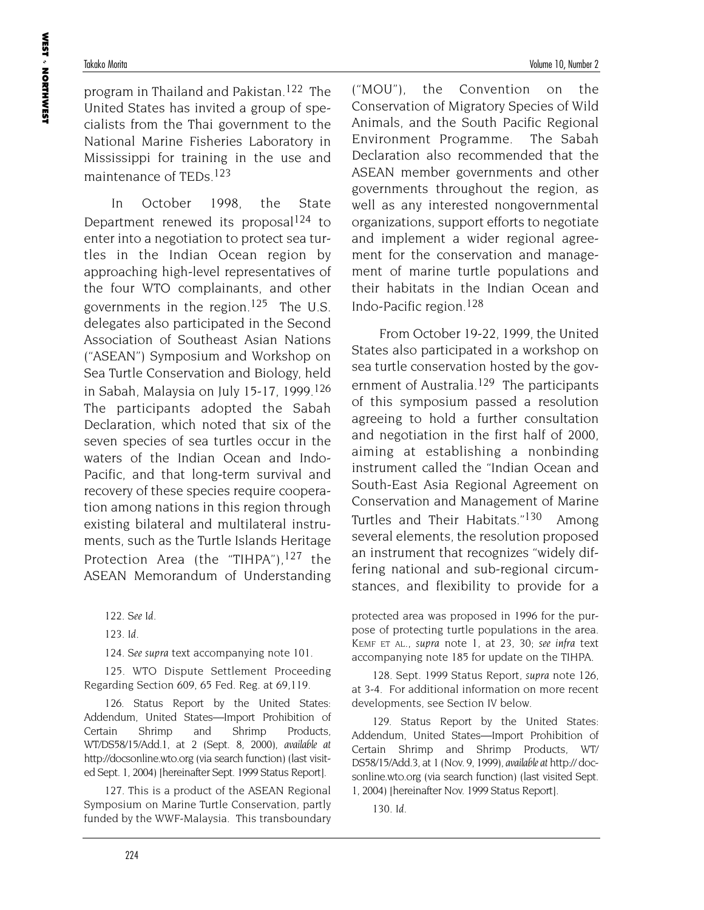program in Thailand and Pakistan.[122] The United States has invited a group of specialists from the Thai government to the National Marine Fisheries Laboratory in Mississippi for training in the use and maintenance of TEDs.[123]

In October 1998, the State Department renewed its proposal[124] to enter into a negotiation to protect sea turtles in the Indian Ocean region by approaching high-level representatives of the four WTO complainants, and other governments in the region.[125] The U.S. delegates also participated in the Second Association of Southeast Asian Nations ("ASEAN") Symposium and Workshop on Sea Turtle Conservation and Biology, held in Sabah, Malaysia on July 15-17, 1999.[126] The participants adopted the Sabah Declaration, which noted that six of the seven species of sea turtles occur in the waters of the Indian Ocean and Indo-Pacific, and that long-term survival and recovery of these species require cooperation among nations in this region through existing bilateral and multilateral instruments, such as the Turtle Islands Heritage Protection Area (the "TIHPA"),[127] the ASEAN Memorandum of Understanding ("MOU"), the Convention on the Conservation of Migratory Species of Wild Animals, and the South Pacific Regional Environment Programme. The Sabah Declaration also recommended that the ASEAN member governments and other governments throughout the region, as well as any interested nongovernmental organizations, support efforts to negotiate and implement a wider regional agreement for the conservation and management of marine turtle populations and their habitats in the Indian Ocean and Indo-Pacific region.[128]

From October 19-22, 1999, the United States also participated in a workshop on sea turtle conservation hosted by the government of Australia.[129] The participants of this symposium passed a resolution agreeing to hold a further consultation and negotiation in the first half of 2000, aiming at establishing a nonbinding instrument called the "Indian Ocean and South-East Asia Regional Agreement on Conservation and Management of Marine Turtles and Their Habitats."[130] Among several elements, the resolution proposed an instrument that recognizes "widely differing national and sub-regional circumstances, and flexibility to provide for a

---

122. *See Id.*

123. *Id.*

124. *See supra* text accompanying note 101.

125. WTO Dispute Settlement Proceeding Regarding Section 609, 65 Fed. Reg. at 69,119.

126. Status Report by the United States: Addendum, United States—Import Prohibition of Certain Shrimp and Shrimp Products, WT/DS58/15/Add.1, at 2 (Sept. 8, 2000), *available at* http://docsonline.wto.org (via search function) (last visited Sept. 1, 2004) [hereinafter Sept. 1999 Status Report].

127. This is a product of the ASEAN Regional Symposium on Marine Turtle Conservation, partly funded by the WWF-Malaysia. This transboundary protected area was proposed in 1996 for the purpose of protecting turtle populations in the area. KEMF ET AL., *supra* note 1, at 23, 30; *see infra* text accompanying note 185 for update on the TIHPA.

128. Sept. 1999 Status Report, *supra* note 126, at 3-4. For additional information on more recent developments, see Section IV below.

129. Status Report by the United States: Addendum, United States—Import Prohibition of Certain Shrimp and Shrimp Products, WT/DS58/15/Add.3, at 1 (Nov. 9, 1999), *available at* http://docsonline.wto.org (via search function) (last visited Sept. 1, 2004) [hereinafter Nov. 1999 Status Report].

130. *Id.*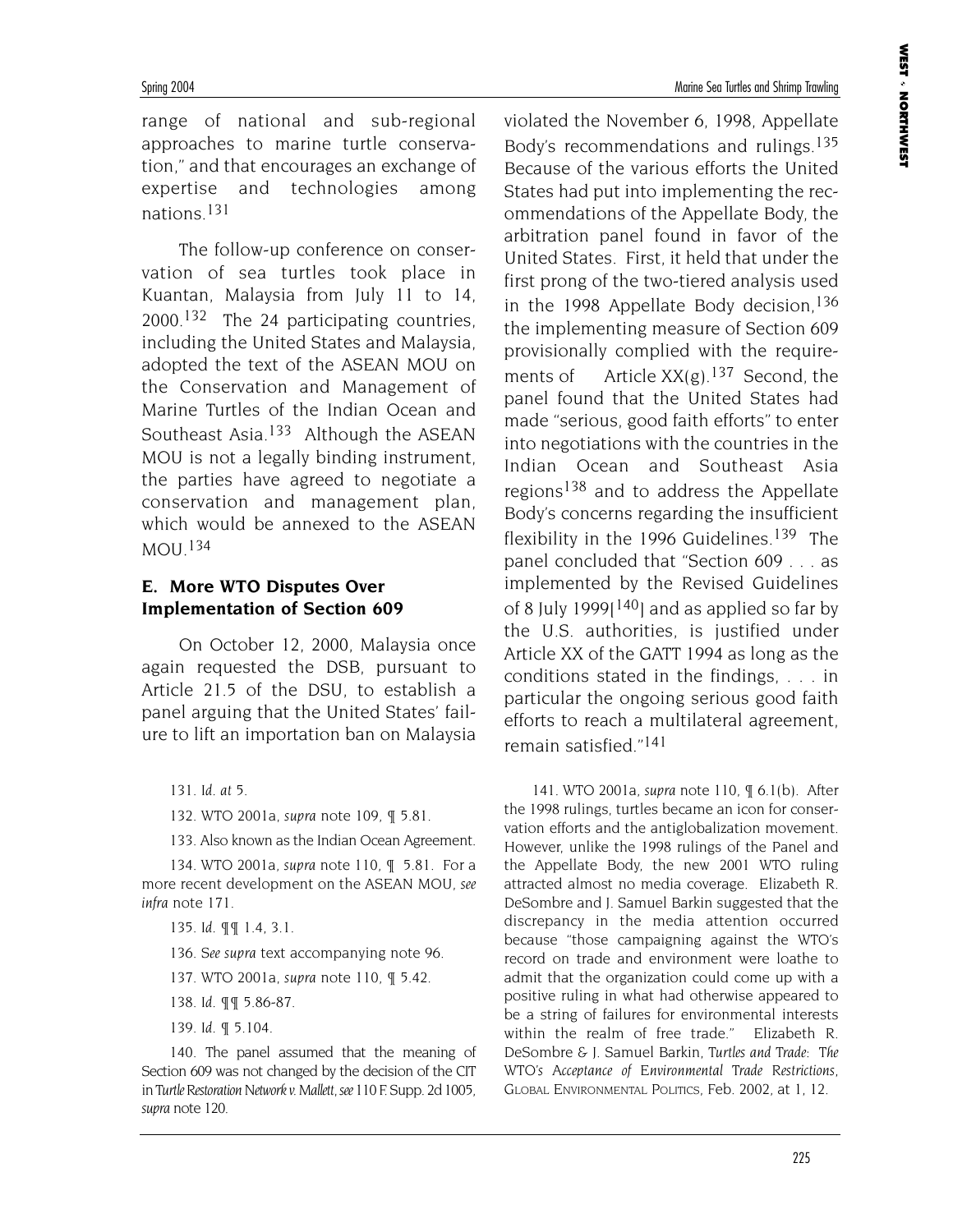range of national and sub-regional approaches to marine turtle conservation," and that encourages an exchange of expertise and technologies among nations.[131]

The follow-up conference on conservation of sea turtles took place in Kuantan, Malaysia from July 11 to 14, 2000.[132] The 24 participating countries, including the United States and Malaysia, adopted the text of the ASEAN MOU on the Conservation and Management of Marine Turtles of the Indian Ocean and Southeast Asia.[133] Although the ASEAN MOU is not a legally binding instrument, the parties have agreed to negotiate a conservation and management plan, which would be annexed to the ASEAN MOU.[134]

### E. More WTO Disputes Over Implementation of Section 609

On October 12, 2000, Malaysia once again requested the DSB, pursuant to Article 21.5 of the DSU, to establish a panel arguing that the United States' failure to lift an importation ban on Malaysia violated the November 6, 1998, Appellate Body's recommendations and rulings.[135] Because of the various efforts the United States had put into implementing the recommendations of the Appellate Body, the arbitration panel found in favor of the United States. First, it held that under the first prong of the two-tiered analysis used in the 1998 Appellate Body decision,[136] the implementing measure of Section 609 provisionally complied with the requirements of Article XX(g).[137] Second, the panel found that the United States had made "serious, good faith efforts" to enter into negotiations with the countries in the Indian Ocean and Southeast Asia regions[138] and to address the Appellate Body's concerns regarding the insufficient flexibility in the 1996 Guidelines.[139] The panel concluded that "Section 609 . . . as implemented by the Revised Guidelines of 8 July 1999[[140]] and as applied so far by the U.S. authorities, is justified under Article XX of the GATT 1994 as long as the conditions stated in the findings, . . . in particular the ongoing serious good faith efforts to reach a multilateral agreement, remain satisfied."[141]

---

131. *Id. at* 5.

132. WTO 2001a, *supra* note 109, ¶ 5.81.

133. Also known as the Indian Ocean Agreement.

134. WTO 2001a, *supra* note 110, ¶ 5.81. For a more recent development on the ASEAN MOU, *see infra* note 171.

135. *Id.* ¶¶ 1.4, 3.1.

136. *See supra* text accompanying note 96.

137. WTO 2001a, *supra* note 110, ¶ 5.42.

138. *Id.* ¶¶ 5.86-87.

139. *Id.* ¶ 5.104.

140. The panel assumed that the meaning of Section 609 was not changed by the decision of the CIT in *Turtle Restoration Network v. Mallett*, *see* 110 F. Supp. 2d 1005, *supra* note 120.

141. WTO 2001a, *supra* note 110, ¶ 6.1(b). After the 1998 rulings, turtles became an icon for conservation efforts and the antiglobalization movement. However, unlike the 1998 rulings of the Panel and the Appellate Body, the new 2001 WTO ruling attracted almost no media coverage. Elizabeth R. DeSombre and J. Samuel Barkin suggested that the discrepancy in the media attention occurred because "those campaigning against the WTO's record on trade and environment were loathe to admit that the organization could come up with a positive ruling in what had otherwise appeared to be a string of failures for environmental interests within the realm of free trade." Elizabeth R. DeSombre & J. Samuel Barkin, *Turtles and Trade: The WTO's Acceptance of Environmental Trade Restrictions*, GLOBAL ENVIRONMENTAL POLITICS, Feb. 2002, at 1, 12.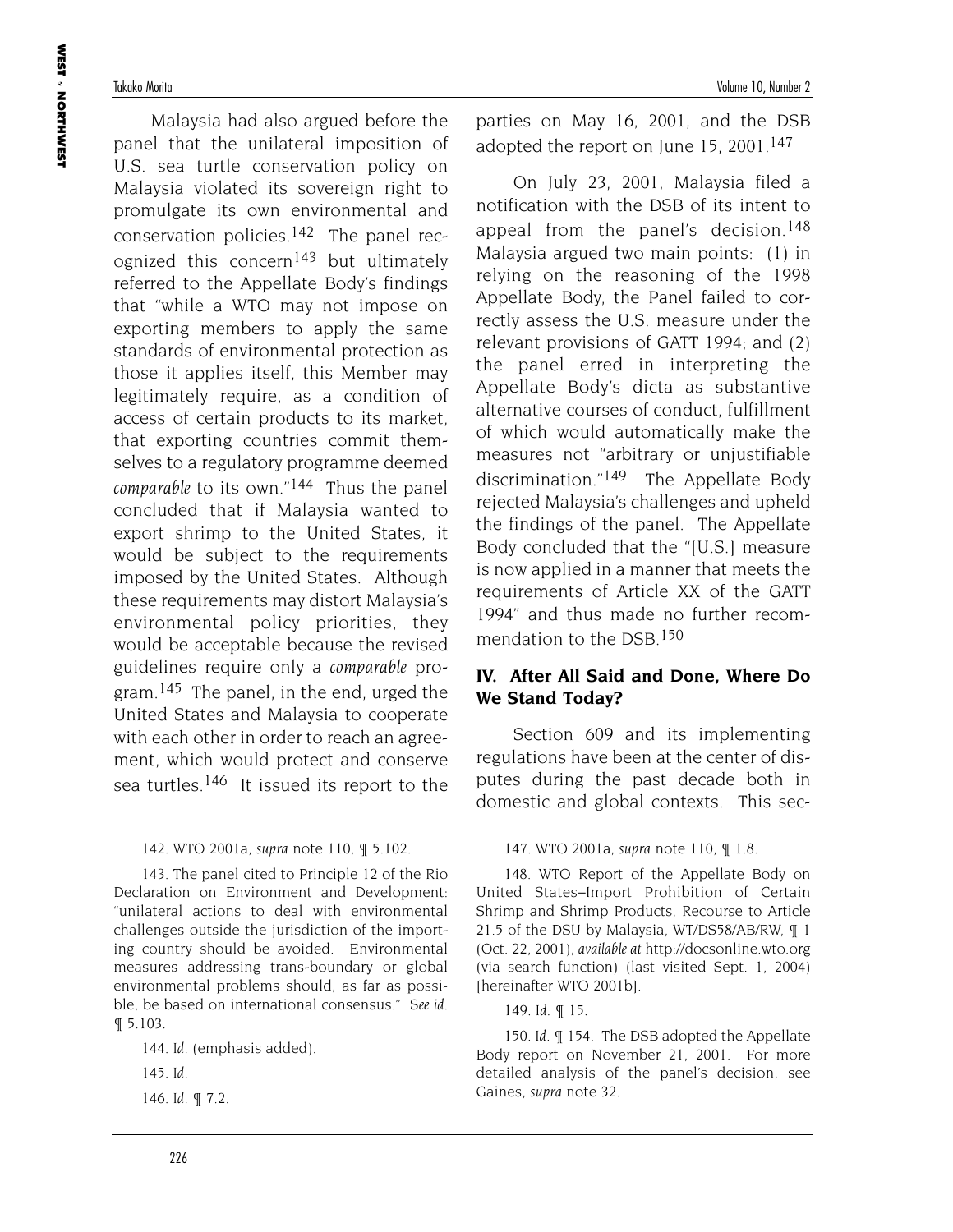Malaysia had also argued before the panel that the unilateral imposition of U.S. sea turtle conservation policy on Malaysia violated its sovereign right to promulgate its own environmental and conservation policies.[142] The panel recognized this concern[143] but ultimately referred to the Appellate Body's findings that "while a WTO may not impose on exporting members to apply the same standards of environmental protection as those it applies itself, this Member may legitimately require, as a condition of access of certain products to its market, that exporting countries commit themselves to a regulatory programme deemed *comparable* to its own."[144] Thus the panel concluded that if Malaysia wanted to export shrimp to the United States, it would be subject to the requirements imposed by the United States. Although these requirements may distort Malaysia's environmental policy priorities, they would be acceptable because the revised guidelines require only a *comparable* program.[145] The panel, in the end, urged the United States and Malaysia to cooperate with each other in order to reach an agreement, which would protect and conserve sea turtles.[146] It issued its report to the parties on May 16, 2001, and the DSB adopted the report on June 15, 2001.[147]

On July 23, 2001, Malaysia filed a notification with the DSB of its intent to appeal from the panel's decision.[148] Malaysia argued two main points: (1) in relying on the reasoning of the 1998 Appellate Body, the Panel failed to correctly assess the U.S. measure under the relevant provisions of GATT 1994; and (2) the panel erred in interpreting the Appellate Body's dicta as substantive alternative courses of conduct, fulfillment of which would automatically make the measures not "arbitrary or unjustifiable discrimination."[149] The Appellate Body rejected Malaysia's challenges and upheld the findings of the panel. The Appellate Body concluded that the "[U.S.] measure is now applied in a manner that meets the requirements of Article XX of the GATT 1994" and thus made no further recommendation to the DSB.[150]

## IV. After All Said and Done, Where Do We Stand Today?

Section 609 and its implementing regulations have been at the center of disputes during the past decade both in domestic and global contexts. This sec-

142. WTO 2001a, *supra* note 110, ¶ 5.102.

143. The panel cited to Principle 12 of the Rio Declaration on Environment and Development: "unilateral actions to deal with environmental challenges outside the jurisdiction of the importing country should be avoided. Environmental measures addressing trans-boundary or global environmental problems should, as far as possible, be based on international consensus." *See id.* ¶ 5.103.

144. *Id.* (emphasis added).

145. *Id.*

146. *Id.* ¶ 7.2.

147. WTO 2001a, *supra* note 110, ¶ 1.8.

148. WTO Report of the Appellate Body on United States–Import Prohibition of Certain Shrimp and Shrimp Products, Recourse to Article 21.5 of the DSU by Malaysia, WT/DS58/AB/RW, ¶ 1 (Oct. 22, 2001), *available at* http://docsonline.wto.org (via search function) (last visited Sept. 1, 2004) [hereinafter WTO 2001b].

149. *Id.* ¶ 15.

150. *Id.* ¶ 154. The DSB adopted the Appellate Body report on November 21, 2001. For more detailed analysis of the panel's decision, see Gaines, *supra* note 32.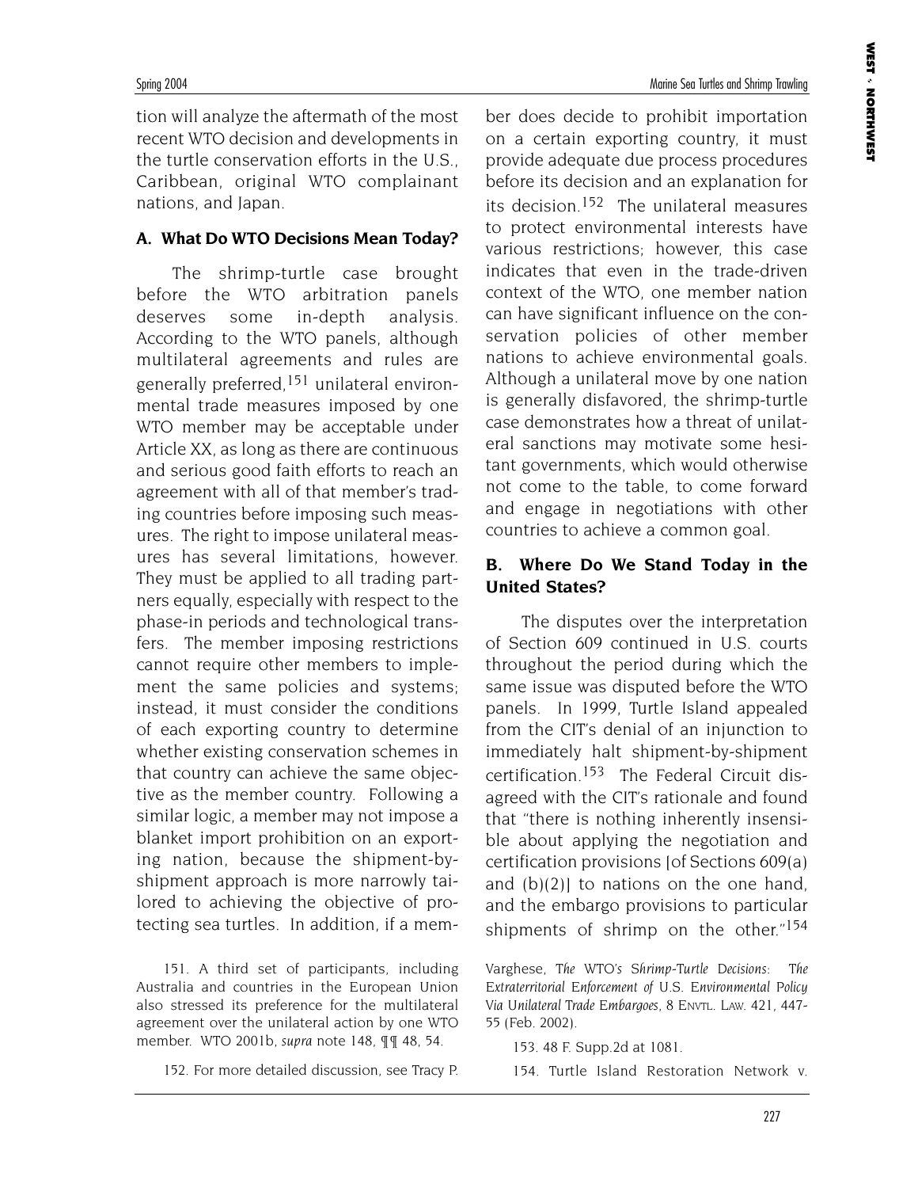tion will analyze the aftermath of the most recent WTO decision and developments in the turtle conservation efforts in the U.S., Caribbean, original WTO complainant nations, and Japan.

### A. What Do WTO Decisions Mean Today?

The shrimp-turtle case brought before the WTO arbitration panels deserves some in-depth analysis. According to the WTO panels, although multilateral agreements and rules are generally preferred,[151] unilateral environmental trade measures imposed by one WTO member may be acceptable under Article XX, as long as there are continuous and serious good faith efforts to reach an agreement with all of that member's trading countries before imposing such measures. The right to impose unilateral measures has several limitations, however. They must be applied to all trading partners equally, especially with respect to the phase-in periods and technological transfers. The member imposing restrictions cannot require other members to implement the same policies and systems; instead, it must consider the conditions of each exporting country to determine whether existing conservation schemes in that country can achieve the same objective as the member country. Following a similar logic, a member may not impose a blanket import prohibition on an exporting nation, because the shipment-by-shipment approach is more narrowly tailored to achieving the objective of protecting sea turtles. In addition, if a member does decide to prohibit importation on a certain exporting country, it must provide adequate due process procedures before its decision and an explanation for its decision.[152] The unilateral measures to protect environmental interests have various restrictions; however, this case indicates that even in the trade-driven context of the WTO, one member nation can have significant influence on the conservation policies of other member nations to achieve environmental goals. Although a unilateral move by one nation is generally disfavored, the shrimp-turtle case demonstrates how a threat of unilateral sanctions may motivate some hesitant governments, which would otherwise not come to the table, to come forward and engage in negotiations with other countries to achieve a common goal.

### B. Where Do We Stand Today in the United States?

The disputes over the interpretation of Section 609 continued in U.S. courts throughout the period during which the same issue was disputed before the WTO panels. In 1999, Turtle Island appealed from the CIT's denial of an injunction to immediately halt shipment-by-shipment certification.[153] The Federal Circuit disagreed with the CIT's rationale and found that "there is nothing inherently insensible about applying the negotiation and certification provisions [of Sections 609(a) and (b)(2)] to nations on the one hand, and the embargo provisions to particular shipments of shrimp on the other."[154]

---

151. A third set of participants, including Australia and countries in the European Union also stressed its preference for the multilateral agreement over the unilateral action by one WTO member. WTO 2001b, *supra* note 148, ¶¶ 48, 54.

152. For more detailed discussion, see Tracy P. Varghese, *The WTO's Shrimp-Turtle Decisions: The Extraterritorial Enforcement of U.S. Environmental Policy Via Unilateral Trade Embargoes*, 8 ENVTL. LAW. 421, 447-55 (Feb. 2002).

153. 48 F. Supp.2d at 1081.

154. Turtle Island Restoration Network v.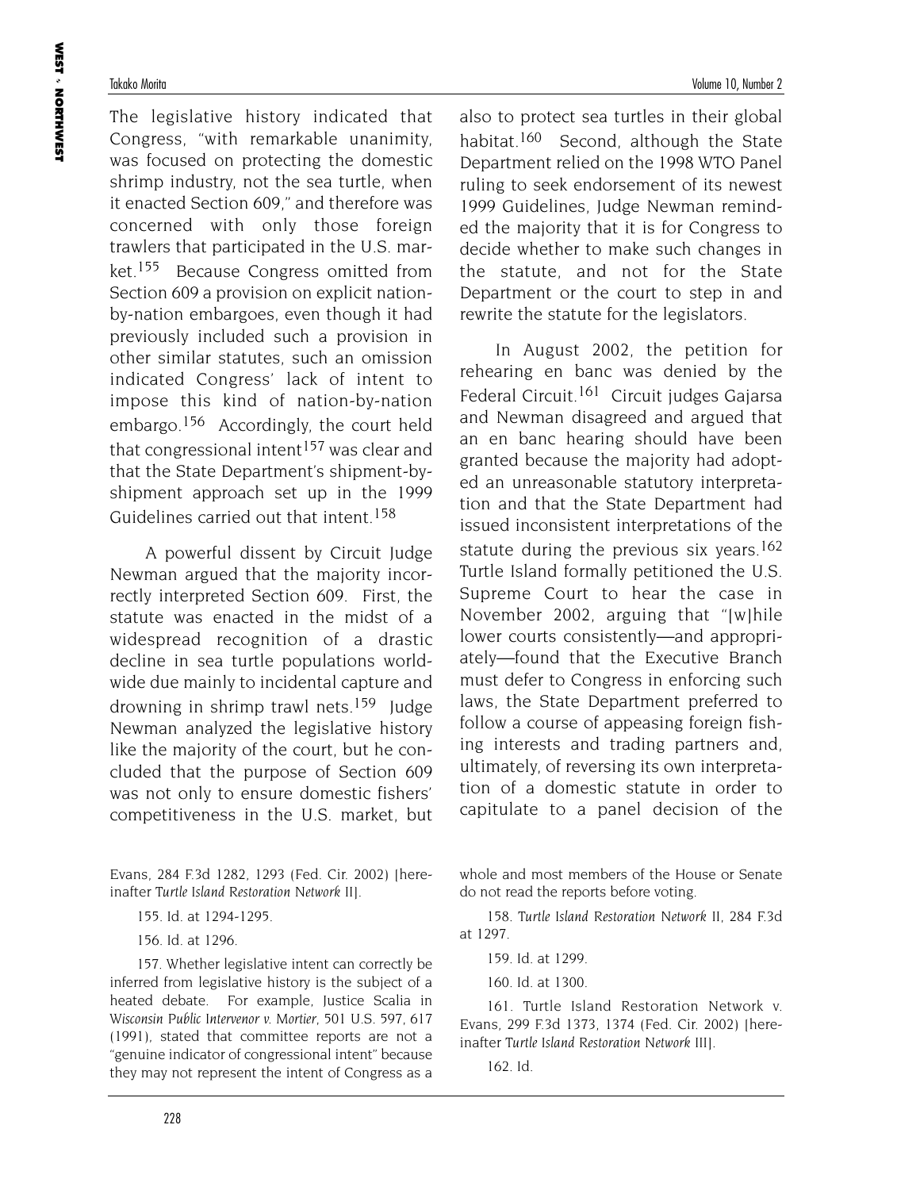The legislative history indicated that Congress, "with remarkable unanimity, was focused on protecting the domestic shrimp industry, not the sea turtle, when it enacted Section 609," and therefore was concerned with only those foreign trawlers that participated in the U.S. market.[155] Because Congress omitted from Section 609 a provision on explicit nation-by-nation embargoes, even though it had previously included such a provision in other similar statutes, such an omission indicated Congress' lack of intent to impose this kind of nation-by-nation embargo.[156] Accordingly, the court held that congressional intent[157] was clear and that the State Department's shipment-by-shipment approach set up in the 1999 Guidelines carried out that intent.[158]

A powerful dissent by Circuit Judge Newman argued that the majority incorrectly interpreted Section 609. First, the statute was enacted in the midst of a widespread recognition of a drastic decline in sea turtle populations worldwide due mainly to incidental capture and drowning in shrimp trawl nets.[159] Judge Newman analyzed the legislative history like the majority of the court, but he concluded that the purpose of Section 609 was not only to ensure domestic fishers' competitiveness in the U.S. market, but also to protect sea turtles in their global habitat.[160] Second, although the State Department relied on the 1998 WTO Panel ruling to seek endorsement of its newest 1999 Guidelines, Judge Newman reminded the majority that it is for Congress to decide whether to make such changes in the statute, and not for the State Department or the court to step in and rewrite the statute for the legislators.

In August 2002, the petition for rehearing en banc was denied by the Federal Circuit.[161] Circuit judges Gajarsa and Newman disagreed and argued that an en banc hearing should have been granted because the majority had adopted an unreasonable statutory interpretation and that the State Department had issued inconsistent interpretations of the statute during the previous six years.[162] Turtle Island formally petitioned the U.S. Supreme Court to hear the case in November 2002, arguing that "[w]hile lower courts consistently—and appropriately—found that the Executive Branch must defer to Congress in enforcing such laws, the State Department preferred to follow a course of appeasing foreign fishing interests and trading partners and, ultimately, of reversing its own interpretation of a domestic statute in order to capitulate to a panel decision of the

---

Evans, 284 F.3d 1282, 1293 (Fed. Cir. 2002) [hereinafter *Turtle Island Restoration Network* II].

155. Id. at 1294-1295.

156. Id. at 1296.

157. Whether legislative intent can correctly be inferred from legislative history is the subject of a heated debate. For example, Justice Scalia in *Wisconsin Public Intervenor v. Mortier*, 501 U.S. 597, 617 (1991), stated that committee reports are not a "genuine indicator of congressional intent" because they may not represent the intent of Congress as a whole and most members of the House or Senate do not read the reports before voting.

158. *Turtle Island Restoration Network* II, 284 F.3d at 1297.

159. Id. at 1299.

160. Id. at 1300.

161. Turtle Island Restoration Network v. Evans, 299 F.3d 1373, 1374 (Fed. Cir. 2002) [hereinafter *Turtle Island Restoration Network* III].

162. Id.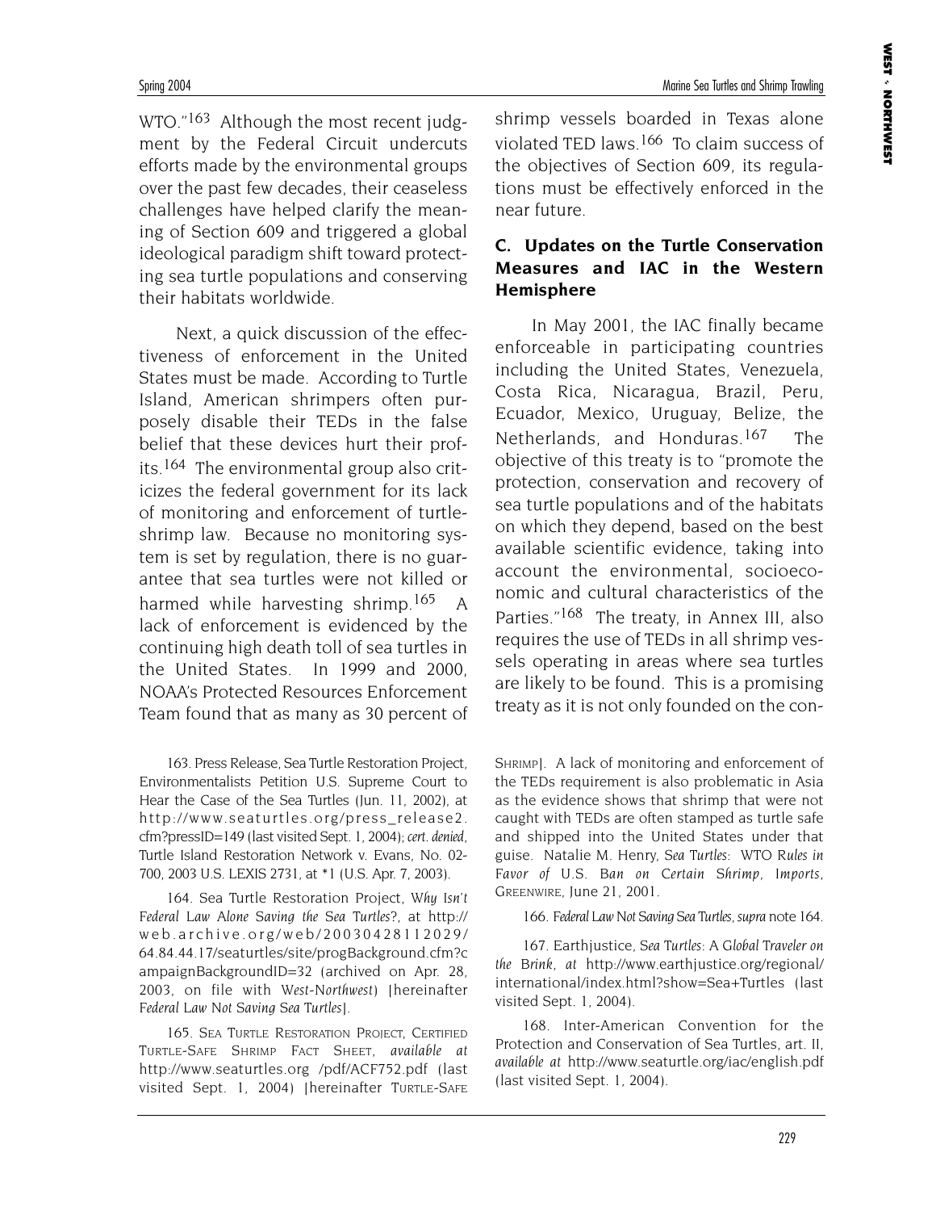WTO."[163] Although the most recent judgment by the Federal Circuit undercuts efforts made by the environmental groups over the past few decades, their ceaseless challenges have helped clarify the meaning of Section 609 and triggered a global ideological paradigm shift toward protecting sea turtle populations and conserving their habitats worldwide.

Next, a quick discussion of the effectiveness of enforcement in the United States must be made. According to Turtle Island, American shrimpers often purposely disable their TEDs in the false belief that these devices hurt their profits.[164] The environmental group also criticizes the federal government for its lack of monitoring and enforcement of turtle-shrimp law. Because no monitoring system is set by regulation, there is no guarantee that sea turtles were not killed or harmed while harvesting shrimp.[165] A lack of enforcement is evidenced by the continuing high death toll of sea turtles in the United States. In 1999 and 2000, NOAA's Protected Resources Enforcement Team found that as many as 30 percent of shrimp vessels boarded in Texas alone violated TED laws.[166] To claim success of the objectives of Section 609, its regulations must be effectively enforced in the near future.

### C. Updates on the Turtle Conservation Measures and IAC in the Western Hemisphere

In May 2001, the IAC finally became enforceable in participating countries including the United States, Venezuela, Costa Rica, Nicaragua, Brazil, Peru, Ecuador, Mexico, Uruguay, Belize, the Netherlands, and Honduras.[167] The objective of this treaty is to "promote the protection, conservation and recovery of sea turtle populations and of the habitats on which they depend, based on the best available scientific evidence, taking into account the environmental, socioeconomic and cultural characteristics of the Parties."[168] The treaty, in Annex III, also requires the use of TEDs in all shrimp vessels operating in areas where sea turtles are likely to be found. This is a promising treaty as it is not only founded on the con-

---

163. Press Release, Sea Turtle Restoration Project, Environmentalists Petition U.S. Supreme Court to Hear the Case of the Sea Turtles (Jun. 11, 2002), at http://www.seaturtles.org/press_release2.cfm?pressID=149 (last visited Sept. 1, 2004); *cert. denied*, Turtle Island Restoration Network v. Evans, No. 02-700, 2003 U.S. LEXIS 2731, at *1 (U.S. Apr. 7, 2003).

164. Sea Turtle Restoration Project, *Why Isn't Federal Law Alone Saving the Sea Turtles?*, at http://web.archive.org/web/20030428112029/64.84.44.17/seaturtles/site/progBackground.cfm?campaignBackgroundID=32 (archived on Apr. 28, 2003, on file with *West-Northwest*) [hereinafter *Federal Law Not Saving Sea Turtles*].

165. Sea Turtle Restoration Project, Certified Turtle-Safe Shrimp Fact Sheet, *available at* http://www.seaturtles.org /pdf/ACF752.pdf (last visited Sept. 1, 2004) [hereinafter Turtle-Safe Shrimp]. A lack of monitoring and enforcement of the TEDs requirement is also problematic in Asia as the evidence shows that shrimp that were not caught with TEDs are often stamped as turtle safe and shipped into the United States under that guise. Natalie M. Henry, *Sea Turtles: WTO Rules in Favor of U.S. Ban on Certain Shrimp, Imports*, Greenwire, June 21, 2001.

166. *Federal Law Not Saving Sea Turtles*, *supra* note 164.

167. Earthjustice, *Sea Turtles: A Global Traveler on the Brink*, *at* http://www.earthjustice.org/regional/international/index.html?show=Sea+Turtles (last visited Sept. 1, 2004).

168. Inter-American Convention for the Protection and Conservation of Sea Turtles, art. II, *available at* http://www.seaturtle.org/iac/english.pdf (last visited Sept. 1, 2004).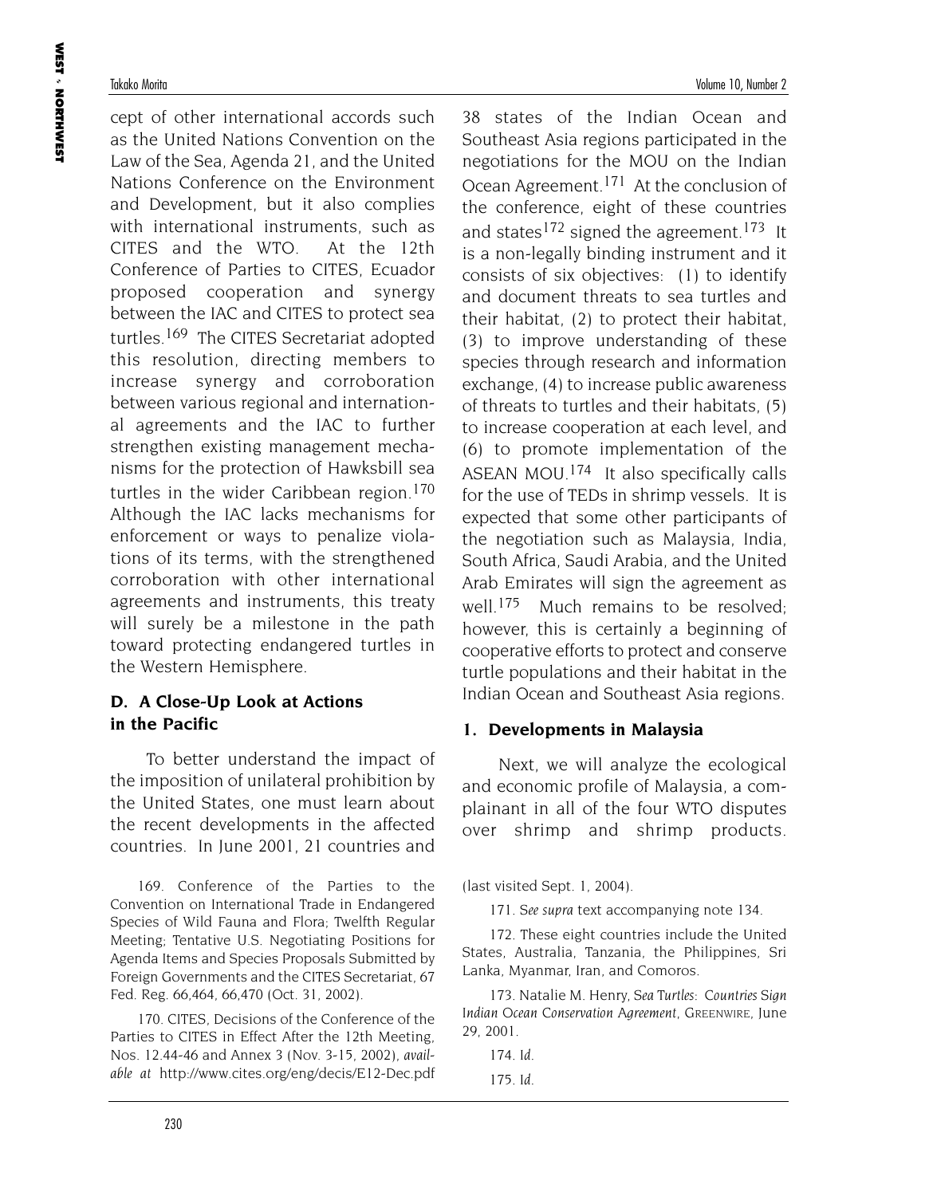cept of other international accords such as the United Nations Convention on the Law of the Sea, Agenda 21, and the United Nations Conference on the Environment and Development, but it also complies with international instruments, such as CITES and the WTO. At the 12th Conference of Parties to CITES, Ecuador proposed cooperation and synergy between the IAC and CITES to protect sea turtles.[169] The CITES Secretariat adopted this resolution, directing members to increase synergy and corroboration between various regional and international agreements and the IAC to further strengthen existing management mechanisms for the protection of Hawksbill sea turtles in the wider Caribbean region.[170] Although the IAC lacks mechanisms for enforcement or ways to penalize violations of its terms, with the strengthened corroboration with other international agreements and instruments, this treaty will surely be a milestone in the path toward protecting endangered turtles in the Western Hemisphere.

### D. A Close-Up Look at Actions in the Pacific

To better understand the impact of the imposition of unilateral prohibition by the United States, one must learn about the recent developments in the affected countries. In June 2001, 21 countries and 38 states of the Indian Ocean and Southeast Asia regions participated in the negotiations for the MOU on the Indian Ocean Agreement.[171] At the conclusion of the conference, eight of these countries and states[172] signed the agreement.[173] It is a non-legally binding instrument and it consists of six objectives: (1) to identify and document threats to sea turtles and their habitat, (2) to protect their habitat, (3) to improve understanding of these species through research and information exchange, (4) to increase public awareness of threats to turtles and their habitats, (5) to increase cooperation at each level, and (6) to promote implementation of the ASEAN MOU.[174] It also specifically calls for the use of TEDs in shrimp vessels. It is expected that some other participants of the negotiation such as Malaysia, India, South Africa, Saudi Arabia, and the United Arab Emirates will sign the agreement as well.[175] Much remains to be resolved; however, this is certainly a beginning of cooperative efforts to protect and conserve turtle populations and their habitat in the Indian Ocean and Southeast Asia regions.

#### 1. Developments in Malaysia

Next, we will analyze the ecological and economic profile of Malaysia, a complainant in all of the four WTO disputes over shrimp and shrimp products.

---

169. Conference of the Parties to the Convention on International Trade in Endangered Species of Wild Fauna and Flora; Twelfth Regular Meeting; Tentative U.S. Negotiating Positions for Agenda Items and Species Proposals Submitted by Foreign Governments and the CITES Secretariat, 67 Fed. Reg. 66,464, 66,470 (Oct. 31, 2002).

170. CITES, Decisions of the Conference of the Parties to CITES in Effect After the 12th Meeting, Nos. 12.44-46 and Annex 3 (Nov. 3-15, 2002), *available at* http://www.cites.org/eng/decis/E12-Dec.pdf (last visited Sept. 1, 2004).

171. *See supra* text accompanying note 134.

172. These eight countries include the United States, Australia, Tanzania, the Philippines, Sri Lanka, Myanmar, Iran, and Comoros.

173. Natalie M. Henry, *Sea Turtles: Countries Sign Indian Ocean Conservation Agreement*, GREENWIRE, June 29, 2001.

174. *Id.*

175. *Id.*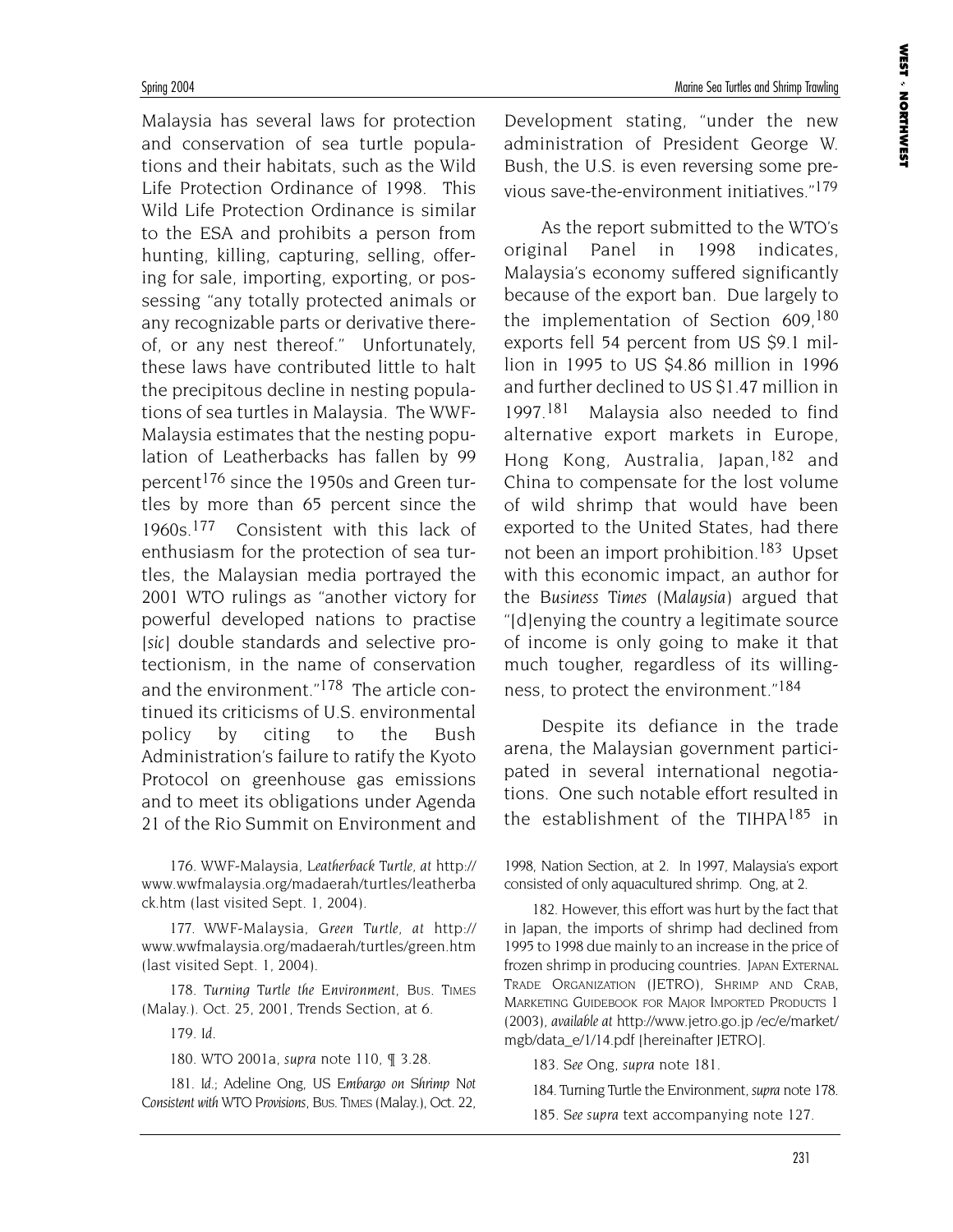Malaysia has several laws for protection and conservation of sea turtle populations and their habitats, such as the Wild Life Protection Ordinance of 1998. This Wild Life Protection Ordinance is similar to the ESA and prohibits a person from hunting, killing, capturing, selling, offering for sale, importing, exporting, or possessing "any totally protected animals or any recognizable parts or derivative thereof, or any nest thereof." Unfortunately, these laws have contributed little to halt the precipitous decline in nesting populations of sea turtles in Malaysia. The WWF-Malaysia estimates that the nesting population of Leatherbacks has fallen by 99 percent[176] since the 1950s and Green turtles by more than 65 percent since the 1960s.[177] Consistent with this lack of enthusiasm for the protection of sea turtles, the Malaysian media portrayed the 2001 WTO rulings as "another victory for powerful developed nations to practise [*sic*] double standards and selective protectionism, in the name of conservation and the environment."[178] The article continued its criticisms of U.S. environmental policy by citing to the Bush Administration's failure to ratify the Kyoto Protocol on greenhouse gas emissions and to meet its obligations under Agenda 21 of the Rio Summit on Environment and Development stating, "under the new administration of President George W. Bush, the U.S. is even reversing some previous save-the-environment initiatives."[179]

As the report submitted to the WTO's original Panel in 1998 indicates, Malaysia's economy suffered significantly because of the export ban. Due largely to the implementation of Section 609,[180] exports fell 54 percent from US $9.1 million in 1995 to US $4.86 million in 1996 and further declined to US $1.47 million in 1997.[181] Malaysia also needed to find alternative export markets in Europe, Hong Kong, Australia, Japan,[182] and China to compensate for the lost volume of wild shrimp that would have been exported to the United States, had there not been an import prohibition.[183] Upset with this economic impact, an author for the *Business Times (Malaysia)* argued that "[d]enying the country a legitimate source of income is only going to make it that much tougher, regardless of its willingness, to protect the environment."[184]

Despite its defiance in the trade arena, the Malaysian government participated in several international negotiations. One such notable effort resulted in the establishment of the TIHPA[185] in

---

176. WWF-Malaysia, *Leatherback Turtle*, *at* http://www.wwfmalaysia.org/madaerah/turtles/leatherback.htm (last visited Sept. 1, 2004).

177. WWF-Malaysia, *Green Turtle*, *at* http://www.wwfmalaysia.org/madaerah/turtles/green.htm (last visited Sept. 1, 2004).

178. *Turning Turtle the Environment*, BUS. TIMES (Malay.). Oct. 25, 2001, Trends Section, at 6.

179. *Id*.

180. WTO 2001a, *supra* note 110, ¶ 3.28.

181. *Id*.; Adeline Ong, *US Embargo on Shrimp Not Consistent with WTO Provisions*, BUS. TIMES (Malay.), Oct. 22, 1998, Nation Section, at 2. In 1997, Malaysia's export consisted of only aquacultured shrimp. Ong, at 2.

182. However, this effort was hurt by the fact that in Japan, the imports of shrimp had declined from 1995 to 1998 due mainly to an increase in the price of frozen shrimp in producing countries. JAPAN EXTERNAL TRADE ORGANIZATION (JETRO), SHRIMP AND CRAB, MARKETING GUIDEBOOK FOR MAJOR IMPORTED PRODUCTS 1 (2003), *available at* http://www.jetro.go.jp /ec/e/market/mgb/data_e/1/14.pdf [hereinafter JETRO].

183. *See* Ong, *supra* note 181.

184. Turning Turtle the Environment, *supra* note 178.

185. *See supra* text accompanying note 127.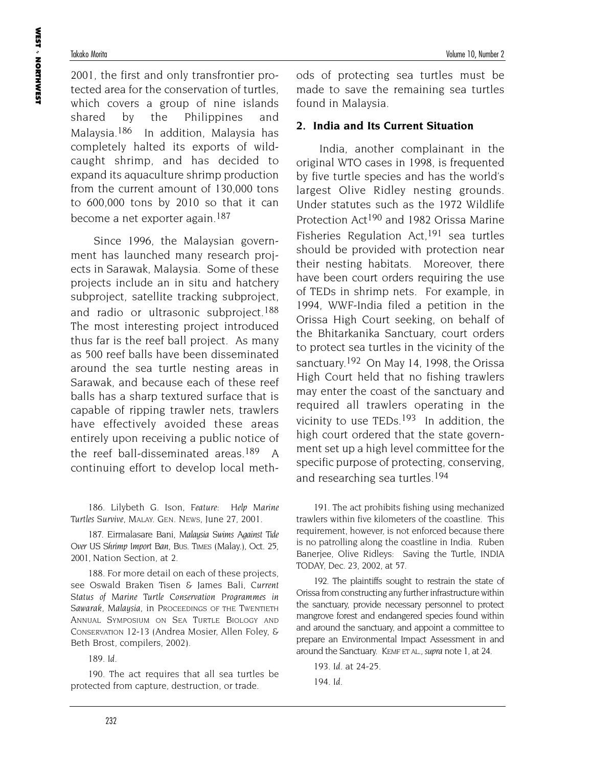2001, the first and only transfrontier protected area for the conservation of turtles, which covers a group of nine islands shared by the Philippines and Malaysia.[186] In addition, Malaysia has completely halted its exports of wild-caught shrimp, and has decided to expand its aquaculture shrimp production from the current amount of 130,000 tons to 600,000 tons by 2010 so that it can become a net exporter again.[187]

Since 1996, the Malaysian government has launched many research projects in Sarawak, Malaysia. Some of these projects include an in situ and hatchery subproject, satellite tracking subproject, and radio or ultrasonic subproject.[188] The most interesting project introduced thus far is the reef ball project. As many as 500 reef balls have been disseminated around the sea turtle nesting areas in Sarawak, and because each of these reef balls has a sharp textured surface that is capable of ripping trawler nets, trawlers have effectively avoided these areas entirely upon receiving a public notice of the reef ball-disseminated areas.[189] A continuing effort to develop local methods of protecting sea turtles must be made to save the remaining sea turtles found in Malaysia.

## 2. India and Its Current Situation

India, another complainant in the original WTO cases in 1998, is frequented by five turtle species and has the world's largest Olive Ridley nesting grounds. Under statutes such as the 1972 Wildlife Protection Act[190] and 1982 Orissa Marine Fisheries Regulation Act,[191] sea turtles should be provided with protection near their nesting habitats. Moreover, there have been court orders requiring the use of TEDs in shrimp nets. For example, in 1994, WWF-India filed a petition in the Orissa High Court seeking, on behalf of the Bhitarkanika Sanctuary, court orders to protect sea turtles in the vicinity of the sanctuary.[192] On May 14, 1998, the Orissa High Court held that no fishing trawlers may enter the coast of the sanctuary and required all trawlers operating in the vicinity to use TEDs.[193] In addition, the high court ordered that the state government set up a high level committee for the specific purpose of protecting, conserving, and researching sea turtles.[194]

186. Lilybeth G. Ison, *Feature: Help Marine Turtles Survive*, MALAY. GEN. NEWS, June 27, 2001.

187. Eirmalasare Bani, *Malaysia Swims Against Tide Over US Shrimp Import Ban*, BUS. TIMES (Malay.), Oct. 25, 2001, Nation Section, at 2.

188. For more detail on each of these projects, see Oswald Braken Tisen & James Bali, *Current Status of Marine Turtle Conservation Programmes in Sawarak, Malaysia*, in PROCEEDINGS OF THE TWENTIETH ANNUAL SYMPOSIUM ON SEA TURTLE BIOLOGY AND CONSERVATION 12-13 (Andrea Mosier, Allen Foley, & Beth Brost, compilers, 2002).

189. *Id.*

190. The act requires that all sea turtles be protected from capture, destruction, or trade.

191. The act prohibits fishing using mechanized trawlers within five kilometers of the coastline. This requirement, however, is not enforced because there is no patrolling along the coastline in India. Ruben Banerjee, Olive Ridleys: Saving the Turtle, INDIA TODAY, Dec. 23, 2002, at 57.

192. The plaintiffs sought to restrain the state of Orissa from constructing any further infrastructure within the sanctuary, provide necessary personnel to protect mangrove forest and endangered species found within and around the sanctuary, and appoint a committee to prepare an Environmental Impact Assessment in and around the Sanctuary. KEMF ET AL., *supra* note 1, at 24.

193. *Id.* at 24-25.

194. *Id.*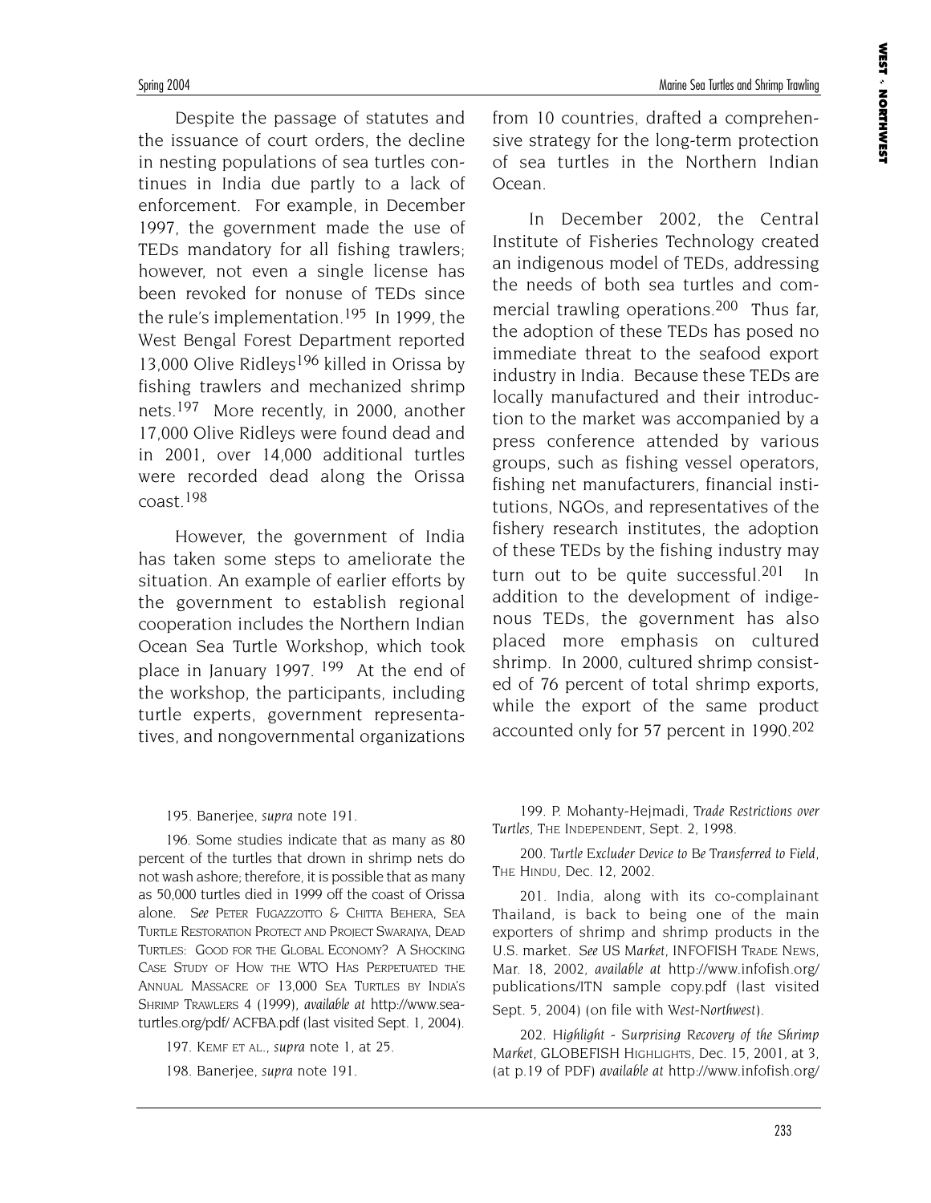Despite the passage of statutes and the issuance of court orders, the decline in nesting populations of sea turtles continues in India due partly to a lack of enforcement. For example, in December 1997, the government made the use of TEDs mandatory for all fishing trawlers; however, not even a single license has been revoked for nonuse of TEDs since the rule's implementation.[195] In 1999, the West Bengal Forest Department reported 13,000 Olive Ridleys[196] killed in Orissa by fishing trawlers and mechanized shrimp nets.[197] More recently, in 2000, another 17,000 Olive Ridleys were found dead and in 2001, over 14,000 additional turtles were recorded dead along the Orissa coast.[198]

However, the government of India has taken some steps to ameliorate the situation. An example of earlier efforts by the government to establish regional cooperation includes the Northern Indian Ocean Sea Turtle Workshop, which took place in January 1997.[199] At the end of the workshop, the participants, including turtle experts, government representatives, and nongovernmental organizations from 10 countries, drafted a comprehensive strategy for the long-term protection of sea turtles in the Northern Indian Ocean.

In December 2002, the Central Institute of Fisheries Technology created an indigenous model of TEDs, addressing the needs of both sea turtles and commercial trawling operations.[200] Thus far, the adoption of these TEDs has posed no immediate threat to the seafood export industry in India. Because these TEDs are locally manufactured and their introduction to the market was accompanied by a press conference attended by various groups, such as fishing vessel operators, fishing net manufacturers, financial institutions, NGOs, and representatives of the fishery research institutes, the adoption of these TEDs by the fishing industry may turn out to be quite successful.[201] In addition to the development of indigenous TEDs, the government has also placed more emphasis on cultured shrimp. In 2000, cultured shrimp consisted of 76 percent of total shrimp exports, while the export of the same product accounted only for 57 percent in 1990.[202]

---

195. Banerjee, *supra* note 191.

196. Some studies indicate that as many as 80 percent of the turtles that drown in shrimp nets do not wash ashore; therefore, it is possible that as many as 50,000 turtles died in 1999 off the coast of Orissa alone. *See* PETER FUGAZZOTTO & CHITTA BEHERA, SEA TURTLE RESTORATION PROTECT AND PROJECT SWARAJYA, DEAD TURTLES: GOOD FOR THE GLOBAL ECONOMY? A SHOCKING CASE STUDY OF HOW THE WTO HAS PERPETUATED THE ANNUAL MASSACRE OF 13,000 SEA TURTLES BY INDIA'S SHRIMP TRAWLERS 4 (1999), *available at* http://www.seaturtles.org/pdf/ ACFBA.pdf (last visited Sept. 1, 2004).

197. KEMF ET AL., *supra* note 1, at 25.

198. Banerjee, *supra* note 191.

199. P. Mohanty-Hejmadi, *Trade Restrictions over Turtles*, THE INDEPENDENT, Sept. 2, 1998.

200. *Turtle Excluder Device to Be Transferred to Field*, THE HINDU, Dec. 12, 2002.

201. India, along with its co-complainant Thailand, is back to being one of the main exporters of shrimp and shrimp products in the U.S. market. *See US Market*, INFOFISH TRADE NEWS, Mar. 18, 2002, *available at* http://www.infofish.org/ publications/ITN sample copy.pdf (last visited Sept. 5, 2004) (on file with *West-Northwest*).

202. *Highlight - Surprising Recovery of the Shrimp Market*, GLOBEFISH HIGHLIGHTS, Dec. 15, 2001, at 3, (at p.19 of PDF) *available at* http://www.infofish.org/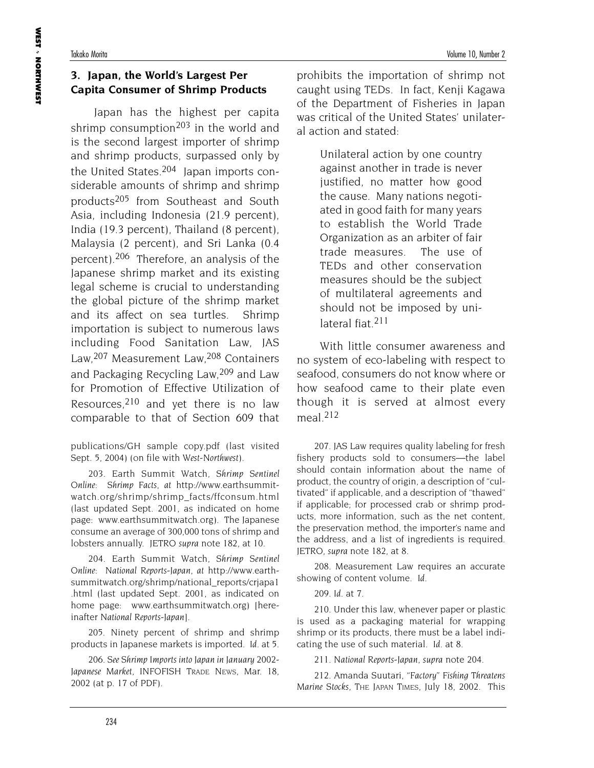### 3. Japan, the World's Largest Per Capita Consumer of Shrimp Products

Japan has the highest per capita shrimp consumption[203] in the world and is the second largest importer of shrimp and shrimp products, surpassed only by the United States.[204] Japan imports considerable amounts of shrimp and shrimp products[205] from Southeast and South Asia, including Indonesia (21.9 percent), India (19.3 percent), Thailand (8 percent), Malaysia (2 percent), and Sri Lanka (0.4 percent).[206] Therefore, an analysis of the Japanese shrimp market and its existing legal scheme is crucial to understanding the global picture of the shrimp market and its affect on sea turtles. Shrimp importation is subject to numerous laws including Food Sanitation Law, JAS Law,[207] Measurement Law,[208] Containers and Packaging Recycling Law,[209] and Law for Promotion of Effective Utilization of Resources,[210] and yet there is no law comparable to that of Section 609 that prohibits the importation of shrimp not caught using TEDs. In fact, Kenji Kagawa of the Department of Fisheries in Japan was critical of the United States' unilateral action and stated:

> Unilateral action by one country against another in trade is never justified, no matter how good the cause. Many nations negotiated in good faith for many years to establish the World Trade Organization as an arbiter of fair trade measures. The use of TEDs and other conservation measures should be the subject of multilateral agreements and should not be imposed by unilateral fiat.[211]

With little consumer awareness and no system of eco-labeling with respect to seafood, consumers do not know where or how seafood came to their plate even though it is served at almost every meal.[212]

---

publications/GH sample copy.pdf (last visited Sept. 5, 2004) (on file with *West-Northwest*).

203. Earth Summit Watch, *Shrimp Sentinel Online: Shrimp Facts*, *at* http://www.earthsummitwatch.org/shrimp/shrimp_facts/ffconsum.html (last updated Sept. 2001, as indicated on home page: www.earthsummitwatch.org). The Japanese consume an average of 300,000 tons of shrimp and lobsters annually. JETRO *supra* note 182, at 10.

204. Earth Summit Watch, *Shrimp Sentinel Online: National Reports-Japan*, *at* http://www.earthsummitwatch.org/shrimp/national_reports/crjapa1.html (last updated Sept. 2001, as indicated on home page: www.earthsummitwatch.org) [hereinafter *National Reports-Japan*].

205. Ninety percent of shrimp and shrimp products in Japanese markets is imported. *Id.* at 5.

206. *See Shrimp Imports into Japan in January 2002-Japanese Market*, INFOFISH TRADE NEWS, Mar. 18, 2002 (at p. 17 of PDF).

207. JAS Law requires quality labeling for fresh fishery products sold to consumers—the label should contain information about the name of product, the country of origin, a description of "cultivated" if applicable, and a description of "thawed" if applicable; for processed crab or shrimp products, more information, such as the net content, the preservation method, the importer's name and the address, and a list of ingredients is required. JETRO, *supra* note 182, at 8.

208. Measurement Law requires an accurate showing of content volume. *Id.*

209. *Id.* at 7.

210. Under this law, whenever paper or plastic is used as a packaging material for wrapping shrimp or its products, there must be a label indicating the use of such material. *Id.* at 8.

211. *National Reports-Japan*, *supra* note 204.

212. Amanda Suutari, *"Factory" Fishing Threatens Marine Stocks*, THE JAPAN TIMES, July 18, 2002. This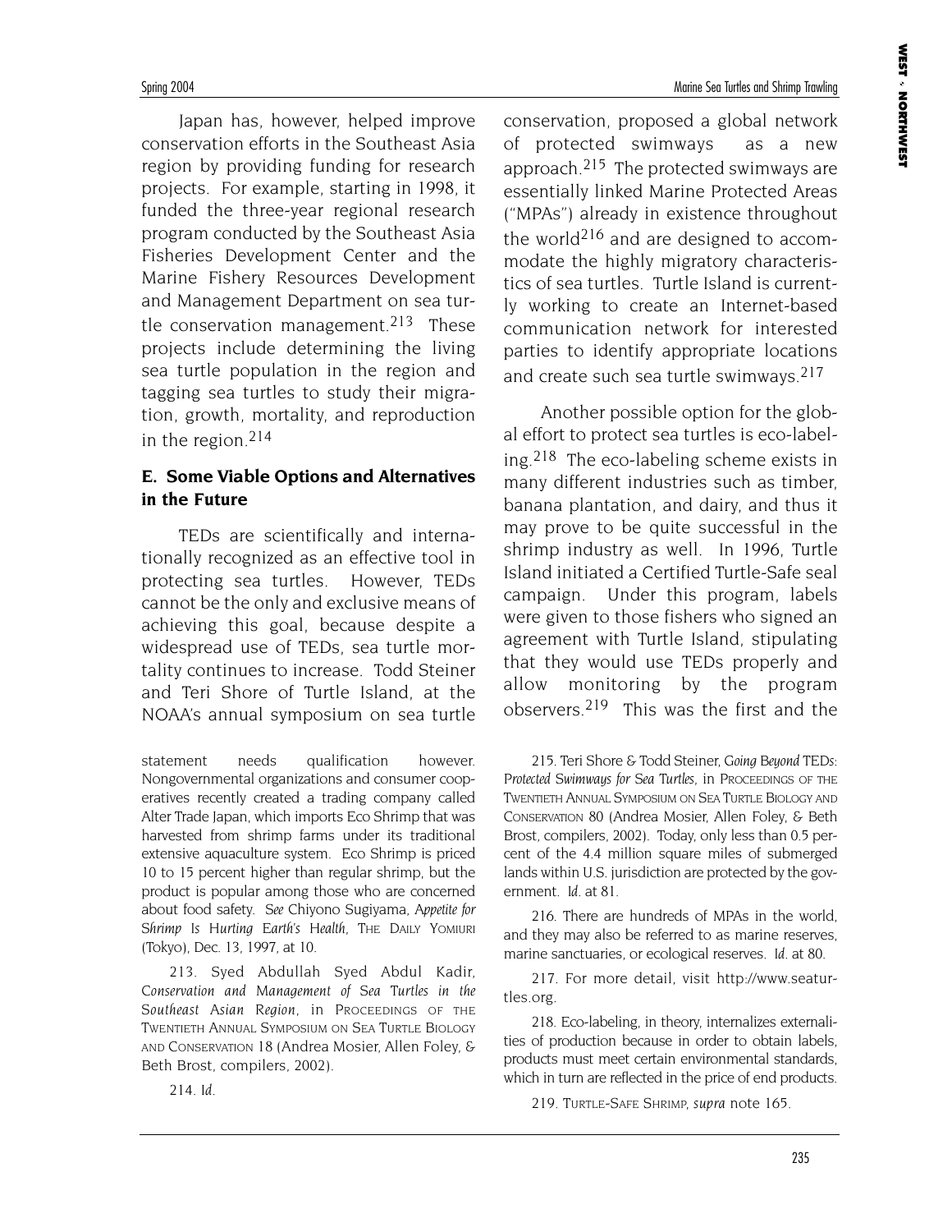Japan has, however, helped improve conservation efforts in the Southeast Asia region by providing funding for research projects. For example, starting in 1998, it funded the three-year regional research program conducted by the Southeast Asia Fisheries Development Center and the Marine Fishery Resources Development and Management Department on sea turtle conservation management.[213] These projects include determining the living sea turtle population in the region and tagging sea turtles to study their migration, growth, mortality, and reproduction in the region.[214]

### E. Some Viable Options and Alternatives in the Future

TEDs are scientifically and internationally recognized as an effective tool in protecting sea turtles. However, TEDs cannot be the only and exclusive means of achieving this goal, because despite a widespread use of TEDs, sea turtle mortality continues to increase. Todd Steiner and Teri Shore of Turtle Island, at the NOAA's annual symposium on sea turtle conservation, proposed a global network of protected swimways as a new approach.[215] The protected swimways are essentially linked Marine Protected Areas ("MPAs") already in existence throughout the world[216] and are designed to accommodate the highly migratory characteristics of sea turtles. Turtle Island is currently working to create an Internet-based communication network for interested parties to identify appropriate locations and create such sea turtle swimways.[217]

Another possible option for the global effort to protect sea turtles is eco-labeling.[218] The eco-labeling scheme exists in many different industries such as timber, banana plantation, and dairy, and thus it may prove to be quite successful in the shrimp industry as well. In 1996, Turtle Island initiated a Certified Turtle-Safe seal campaign. Under this program, labels were given to those fishers who signed an agreement with Turtle Island, stipulating that they would use TEDs properly and allow monitoring by the program observers.[219] This was the first and the

---

statement needs qualification however. Nongovernmental organizations and consumer cooperatives recently created a trading company called Alter Trade Japan, which imports Eco Shrimp that was harvested from shrimp farms under its traditional extensive aquaculture system. Eco Shrimp is priced 10 to 15 percent higher than regular shrimp, but the product is popular among those who are concerned about food safety. *See* Chiyono Sugiyama, *Appetite for Shrimp Is Hurting Earth's Health*, THE DAILY YOMIURI (Tokyo), Dec. 13, 1997, at 10.

213. Syed Abdullah Syed Abdul Kadir, *Conservation and Management of Sea Turtles in the Southeast Asian Region*, in PROCEEDINGS OF THE TWENTIETH ANNUAL SYMPOSIUM ON SEA TURTLE BIOLOGY AND CONSERVATION 18 (Andrea Mosier, Allen Foley, & Beth Brost, compilers, 2002).

214. *Id.*

215. Teri Shore & Todd Steiner, *Going Beyond TEDs: Protected Swimways for Sea Turtles*, in PROCEEDINGS OF THE TWENTIETH ANNUAL SYMPOSIUM ON SEA TURTLE BIOLOGY AND CONSERVATION 80 (Andrea Mosier, Allen Foley, & Beth Brost, compilers, 2002). Today, only less than 0.5 percent of the 4.4 million square miles of submerged lands within U.S. jurisdiction are protected by the government. *Id.* at 81.

216. There are hundreds of MPAs in the world, and they may also be referred to as marine reserves, marine sanctuaries, or ecological reserves. *Id.* at 80.

217. For more detail, visit http://www.seaturtles.org.

218. Eco-labeling, in theory, internalizes externalities of production because in order to obtain labels, products must meet certain environmental standards, which in turn are reflected in the price of end products.

219. TURTLE-SAFE SHRIMP, *supra* note 165.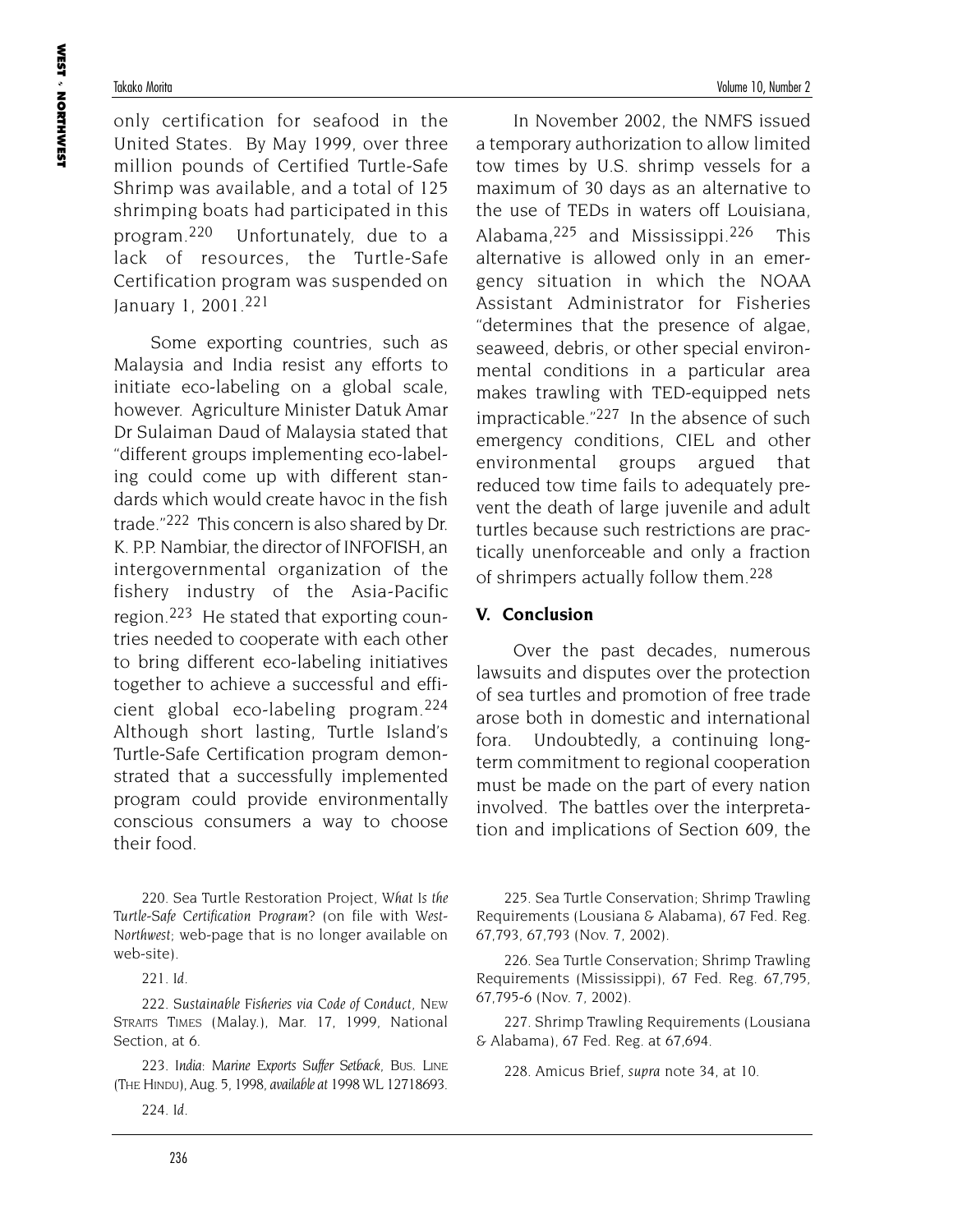only certification for seafood in the United States. By May 1999, over three million pounds of Certified Turtle-Safe Shrimp was available, and a total of 125 shrimping boats had participated in this program.[220] Unfortunately, due to a lack of resources, the Turtle-Safe Certification program was suspended on January 1, 2001.[221]

Some exporting countries, such as Malaysia and India resist any efforts to initiate eco-labeling on a global scale, however. Agriculture Minister Datuk Amar Dr Sulaiman Daud of Malaysia stated that "different groups implementing eco-labeling could come up with different standards which would create havoc in the fish trade."[222] This concern is also shared by Dr. K. P.P. Nambiar, the director of INFOFISH, an intergovernmental organization of the fishery industry of the Asia-Pacific region.[223] He stated that exporting countries needed to cooperate with each other to bring different eco-labeling initiatives together to achieve a successful and efficient global eco-labeling program.[224] Although short lasting, Turtle Island's Turtle-Safe Certification program demonstrated that a successfully implemented program could provide environmentally conscious consumers a way to choose their food.

In November 2002, the NMFS issued a temporary authorization to allow limited tow times by U.S. shrimp vessels for a maximum of 30 days as an alternative to the use of TEDs in waters off Louisiana, Alabama,[225] and Mississippi.[226] This alternative is allowed only in an emergency situation in which the NOAA Assistant Administrator for Fisheries "determines that the presence of algae, seaweed, debris, or other special environmental conditions in a particular area makes trawling with TED-equipped nets impracticable."[227] In the absence of such emergency conditions, CIEL and other environmental groups argued that reduced tow time fails to adequately prevent the death of large juvenile and adult turtles because such restrictions are practically unenforceable and only a fraction of shrimpers actually follow them.[228]

## V. Conclusion

Over the past decades, numerous lawsuits and disputes over the protection of sea turtles and promotion of free trade arose both in domestic and international fora. Undoubtedly, a continuing long-term commitment to regional cooperation must be made on the part of every nation involved. The battles over the interpretation and implications of Section 609, the

---

220. Sea Turtle Restoration Project, *What Is the Turtle-Safe Certification Program?* (on file with *West-Northwest*; web-page that is no longer available on web-site).

221. *Id.*

222. *Sustainable Fisheries via Code of Conduct*, New Straits Times (Malay.), Mar. 17, 1999, National Section, at 6.

223. *India: Marine Exports Suffer Setback*, Bus. Line (The Hindu), Aug. 5, 1998, *available at* 1998 WL 12718693.

224. *Id.*

225. Sea Turtle Conservation; Shrimp Trawling Requirements (Lousiana & Alabama), 67 Fed. Reg. 67,793, 67,793 (Nov. 7, 2002).

226. Sea Turtle Conservation; Shrimp Trawling Requirements (Mississippi), 67 Fed. Reg. 67,795, 67,795-6 (Nov. 7, 2002).

227. Shrimp Trawling Requirements (Lousiana & Alabama), 67 Fed. Reg. at 67,694.

228. Amicus Brief, *supra* note 34, at 10.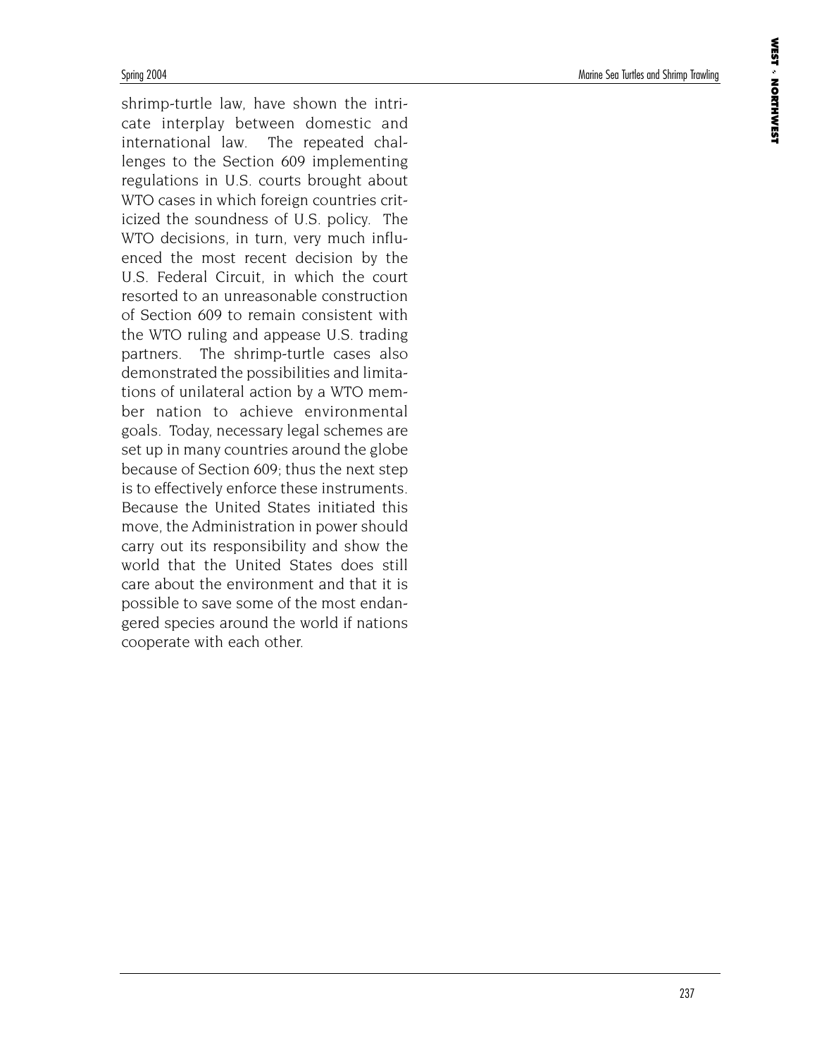shrimp-turtle law, have shown the intricate interplay between domestic and international law. The repeated challenges to the Section 609 implementing regulations in U.S. courts brought about WTO cases in which foreign countries criticized the soundness of U.S. policy. The WTO decisions, in turn, very much influenced the most recent decision by the U.S. Federal Circuit, in which the court resorted to an unreasonable construction of Section 609 to remain consistent with the WTO ruling and appease U.S. trading partners. The shrimp-turtle cases also demonstrated the possibilities and limitations of unilateral action by a WTO member nation to achieve environmental goals. Today, necessary legal schemes are set up in many countries around the globe because of Section 609; thus the next step is to effectively enforce these instruments. Because the United States initiated this move, the Administration in power should carry out its responsibility and show the world that the United States does still care about the environment and that it is possible to save some of the most endangered species around the world if nations cooperate with each other.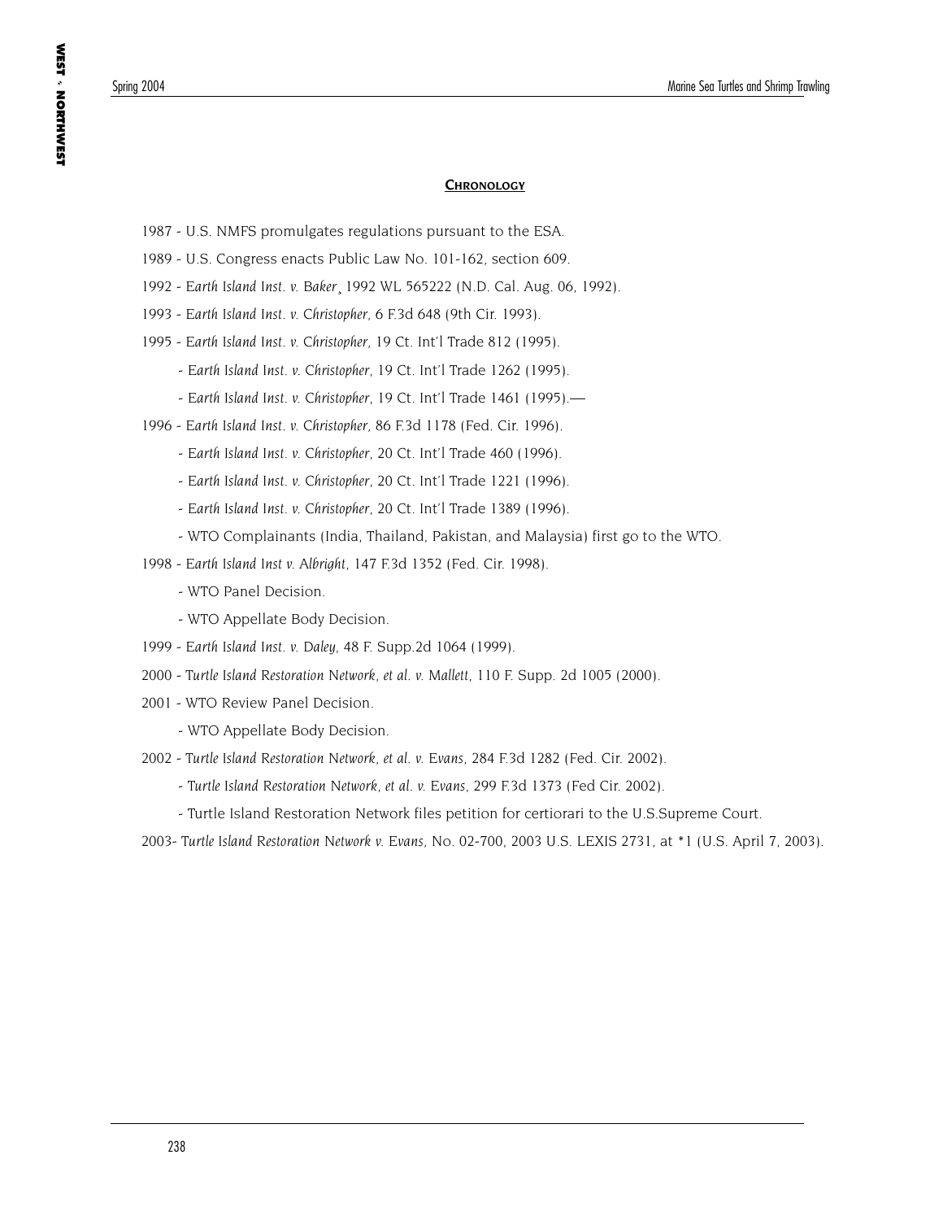## CHRONOLOGY

1987 - U.S. NMFS promulgates regulations pursuant to the ESA.

1989 - U.S. Congress enacts Public Law No. 101-162, section 609.

1992 - *Earth Island Inst. v. Baker*¸ 1992 WL 565222 (N.D. Cal. Aug. 06, 1992).

1993 - *Earth Island Inst. v. Christopher*, 6 F.3d 648 (9th Cir. 1993).

1995 - *Earth Island Inst. v. Christopher*, 19 Ct. Int'l Trade 812 (1995).

- *Earth Island Inst. v. Christopher*, 19 Ct. Int'l Trade 1262 (1995).
- *Earth Island Inst. v. Christopher*, 19 Ct. Int'l Trade 1461 (1995).—

1996 - *Earth Island Inst. v. Christopher*, 86 F.3d 1178 (Fed. Cir. 1996).

- *Earth Island Inst. v. Christopher*, 20 Ct. Int'l Trade 460 (1996).
- *Earth Island Inst. v. Christopher*, 20 Ct. Int'l Trade 1221 (1996).
- *Earth Island Inst. v. Christopher*, 20 Ct. Int'l Trade 1389 (1996).
- WTO Complainants (India, Thailand, Pakistan, and Malaysia) first go to the WTO.

1998 - *Earth Island Inst v. Albright*, 147 F.3d 1352 (Fed. Cir. 1998).

- WTO Panel Decision.
- WTO Appellate Body Decision.

1999 - *Earth Island Inst. v. Daley*, 48 F. Supp.2d 1064 (1999).

2000 - *Turtle Island Restoration Network, et al. v. Mallett*, 110 F. Supp. 2d 1005 (2000).

2001 - WTO Review Panel Decision.

- WTO Appellate Body Decision.

2002 - *Turtle Island Restoration Network, et al. v. Evans*, 284 F.3d 1282 (Fed. Cir. 2002).

- *Turtle Island Restoration Network, et al. v. Evans*, 299 F.3d 1373 (Fed Cir. 2002).
- Turtle Island Restoration Network files petition for certiorari to the U.S.Supreme Court.

2003- *Turtle Island Restoration Network v. Evans*, No. 02-700, 2003 U.S. LEXIS 2731, at *1 (U.S. April 7, 2003).